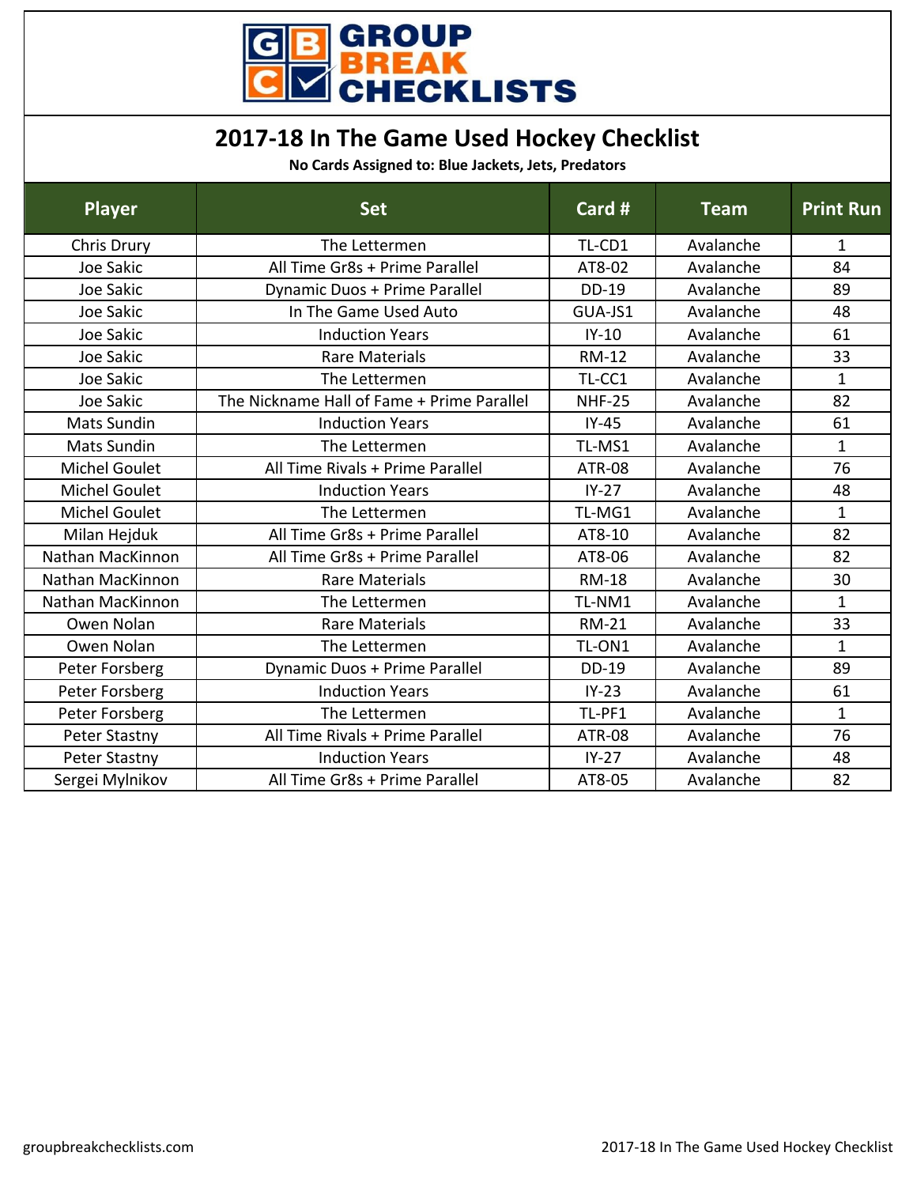# GROUP BREAK CHECKLISTS

## 2017-18 In The Game Used Hockey Checklist

**No Cards Assigned to: Blue Jackets, Jets, Predators**

| Player | Set | Card # | Team | Print Run |
|---|---|---|---|---|
| Chris Drury | The Lettermen | TL-CD1 | Avalanche | 1 |
| Joe Sakic | All Time Gr8s + Prime Parallel | AT8-02 | Avalanche | 84 |
| Joe Sakic | Dynamic Duos + Prime Parallel | DD-19 | Avalanche | 89 |
| Joe Sakic | In The Game Used Auto | GUA-JS1 | Avalanche | 48 |
| Joe Sakic | Induction Years | IY-10 | Avalanche | 61 |
| Joe Sakic | Rare Materials | RM-12 | Avalanche | 33 |
| Joe Sakic | The Lettermen | TL-CC1 | Avalanche | 1 |
| Joe Sakic | The Nickname Hall of Fame + Prime Parallel | NHF-25 | Avalanche | 82 |
| Mats Sundin | Induction Years | IY-45 | Avalanche | 61 |
| Mats Sundin | The Lettermen | TL-MS1 | Avalanche | 1 |
| Michel Goulet | All Time Rivals + Prime Parallel | ATR-08 | Avalanche | 76 |
| Michel Goulet | Induction Years | IY-27 | Avalanche | 48 |
| Michel Goulet | The Lettermen | TL-MG1 | Avalanche | 1 |
| Milan Hejduk | All Time Gr8s + Prime Parallel | AT8-10 | Avalanche | 82 |
| Nathan MacKinnon | All Time Gr8s + Prime Parallel | AT8-06 | Avalanche | 82 |
| Nathan MacKinnon | Rare Materials | RM-18 | Avalanche | 30 |
| Nathan MacKinnon | The Lettermen | TL-NM1 | Avalanche | 1 |
| Owen Nolan | Rare Materials | RM-21 | Avalanche | 33 |
| Owen Nolan | The Lettermen | TL-ON1 | Avalanche | 1 |
| Peter Forsberg | Dynamic Duos + Prime Parallel | DD-19 | Avalanche | 89 |
| Peter Forsberg | Induction Years | IY-23 | Avalanche | 61 |
| Peter Forsberg | The Lettermen | TL-PF1 | Avalanche | 1 |
| Peter Stastny | All Time Rivals + Prime Parallel | ATR-08 | Avalanche | 76 |
| Peter Stastny | Induction Years | IY-27 | Avalanche | 48 |
| Sergei Mylnikov | All Time Gr8s + Prime Parallel | AT8-05 | Avalanche | 82 |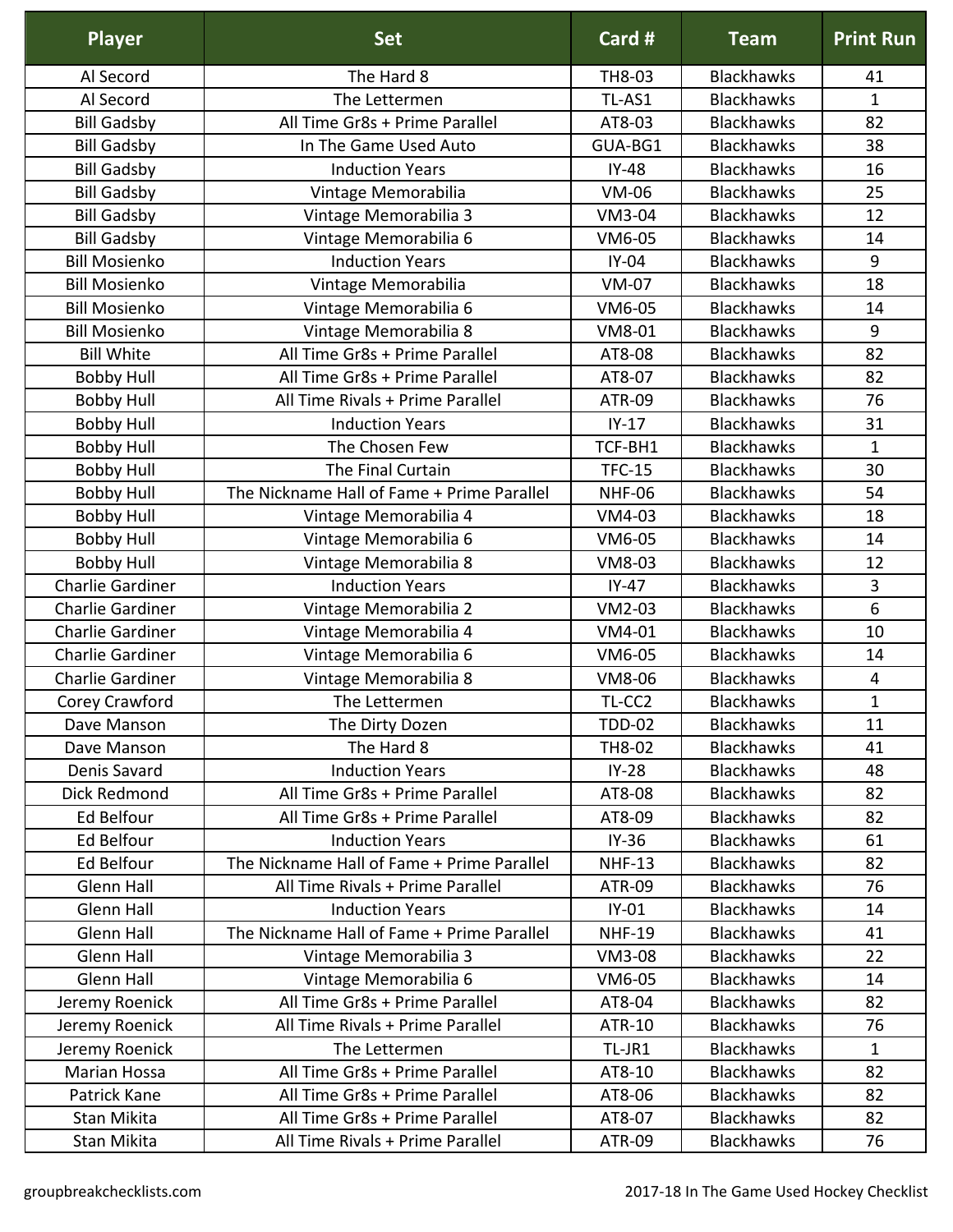| Player | Set | Card # | Team | Print Run |
| --- | --- | --- | --- | --- |
| Al Secord | The Hard 8 | TH8-03 | Blackhawks | 41 |
| Al Secord | The Lettermen | TL-AS1 | Blackhawks | 1 |
| Bill Gadsby | All Time Gr8s + Prime Parallel | AT8-03 | Blackhawks | 82 |
| Bill Gadsby | In The Game Used Auto | GUA-BG1 | Blackhawks | 38 |
| Bill Gadsby | Induction Years | IY-48 | Blackhawks | 16 |
| Bill Gadsby | Vintage Memorabilia | VM-06 | Blackhawks | 25 |
| Bill Gadsby | Vintage Memorabilia 3 | VM3-04 | Blackhawks | 12 |
| Bill Gadsby | Vintage Memorabilia 6 | VM6-05 | Blackhawks | 14 |
| Bill Mosienko | Induction Years | IY-04 | Blackhawks | 9 |
| Bill Mosienko | Vintage Memorabilia | VM-07 | Blackhawks | 18 |
| Bill Mosienko | Vintage Memorabilia 6 | VM6-05 | Blackhawks | 14 |
| Bill Mosienko | Vintage Memorabilia 8 | VM8-01 | Blackhawks | 9 |
| Bill White | All Time Gr8s + Prime Parallel | AT8-08 | Blackhawks | 82 |
| Bobby Hull | All Time Gr8s + Prime Parallel | AT8-07 | Blackhawks | 82 |
| Bobby Hull | All Time Rivals + Prime Parallel | ATR-09 | Blackhawks | 76 |
| Bobby Hull | Induction Years | IY-17 | Blackhawks | 31 |
| Bobby Hull | The Chosen Few | TCF-BH1 | Blackhawks | 1 |
| Bobby Hull | The Final Curtain | TFC-15 | Blackhawks | 30 |
| Bobby Hull | The Nickname Hall of Fame + Prime Parallel | NHF-06 | Blackhawks | 54 |
| Bobby Hull | Vintage Memorabilia 4 | VM4-03 | Blackhawks | 18 |
| Bobby Hull | Vintage Memorabilia 6 | VM6-05 | Blackhawks | 14 |
| Bobby Hull | Vintage Memorabilia 8 | VM8-03 | Blackhawks | 12 |
| Charlie Gardiner | Induction Years | IY-47 | Blackhawks | 3 |
| Charlie Gardiner | Vintage Memorabilia 2 | VM2-03 | Blackhawks | 6 |
| Charlie Gardiner | Vintage Memorabilia 4 | VM4-01 | Blackhawks | 10 |
| Charlie Gardiner | Vintage Memorabilia 6 | VM6-05 | Blackhawks | 14 |
| Charlie Gardiner | Vintage Memorabilia 8 | VM8-06 | Blackhawks | 4 |
| Corey Crawford | The Lettermen | TL-CC2 | Blackhawks | 1 |
| Dave Manson | The Dirty Dozen | TDD-02 | Blackhawks | 11 |
| Dave Manson | The Hard 8 | TH8-02 | Blackhawks | 41 |
| Denis Savard | Induction Years | IY-28 | Blackhawks | 48 |
| Dick Redmond | All Time Gr8s + Prime Parallel | AT8-08 | Blackhawks | 82 |
| Ed Belfour | All Time Gr8s + Prime Parallel | AT8-09 | Blackhawks | 82 |
| Ed Belfour | Induction Years | IY-36 | Blackhawks | 61 |
| Ed Belfour | The Nickname Hall of Fame + Prime Parallel | NHF-13 | Blackhawks | 82 |
| Glenn Hall | All Time Rivals + Prime Parallel | ATR-09 | Blackhawks | 76 |
| Glenn Hall | Induction Years | IY-01 | Blackhawks | 14 |
| Glenn Hall | The Nickname Hall of Fame + Prime Parallel | NHF-19 | Blackhawks | 41 |
| Glenn Hall | Vintage Memorabilia 3 | VM3-08 | Blackhawks | 22 |
| Glenn Hall | Vintage Memorabilia 6 | VM6-05 | Blackhawks | 14 |
| Jeremy Roenick | All Time Gr8s + Prime Parallel | AT8-04 | Blackhawks | 82 |
| Jeremy Roenick | All Time Rivals + Prime Parallel | ATR-10 | Blackhawks | 76 |
| Jeremy Roenick | The Lettermen | TL-JR1 | Blackhawks | 1 |
| Marian Hossa | All Time Gr8s + Prime Parallel | AT8-10 | Blackhawks | 82 |
| Patrick Kane | All Time Gr8s + Prime Parallel | AT8-06 | Blackhawks | 82 |
| Stan Mikita | All Time Gr8s + Prime Parallel | AT8-07 | Blackhawks | 82 |
| Stan Mikita | All Time Rivals + Prime Parallel | ATR-09 | Blackhawks | 76 |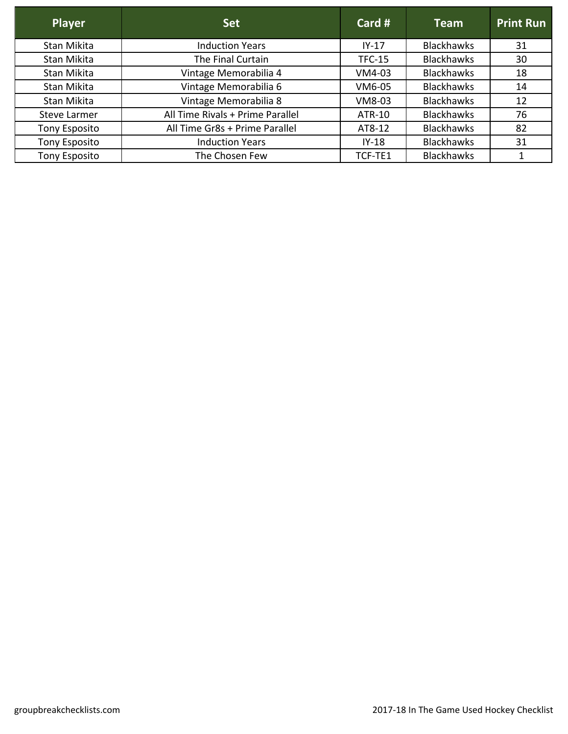| Player | Set | Card # | Team | Print Run |
| --- | --- | --- | --- | --- |
| Stan Mikita | Induction Years | IY-17 | Blackhawks | 31 |
| Stan Mikita | The Final Curtain | TFC-15 | Blackhawks | 30 |
| Stan Mikita | Vintage Memorabilia 4 | VM4-03 | Blackhawks | 18 |
| Stan Mikita | Vintage Memorabilia 6 | VM6-05 | Blackhawks | 14 |
| Stan Mikita | Vintage Memorabilia 8 | VM8-03 | Blackhawks | 12 |
| Steve Larmer | All Time Rivals + Prime Parallel | ATR-10 | Blackhawks | 76 |
| Tony Esposito | All Time Gr8s + Prime Parallel | AT8-12 | Blackhawks | 82 |
| Tony Esposito | Induction Years | IY-18 | Blackhawks | 31 |
| Tony Esposito | The Chosen Few | TCF-TE1 | Blackhawks | 1 |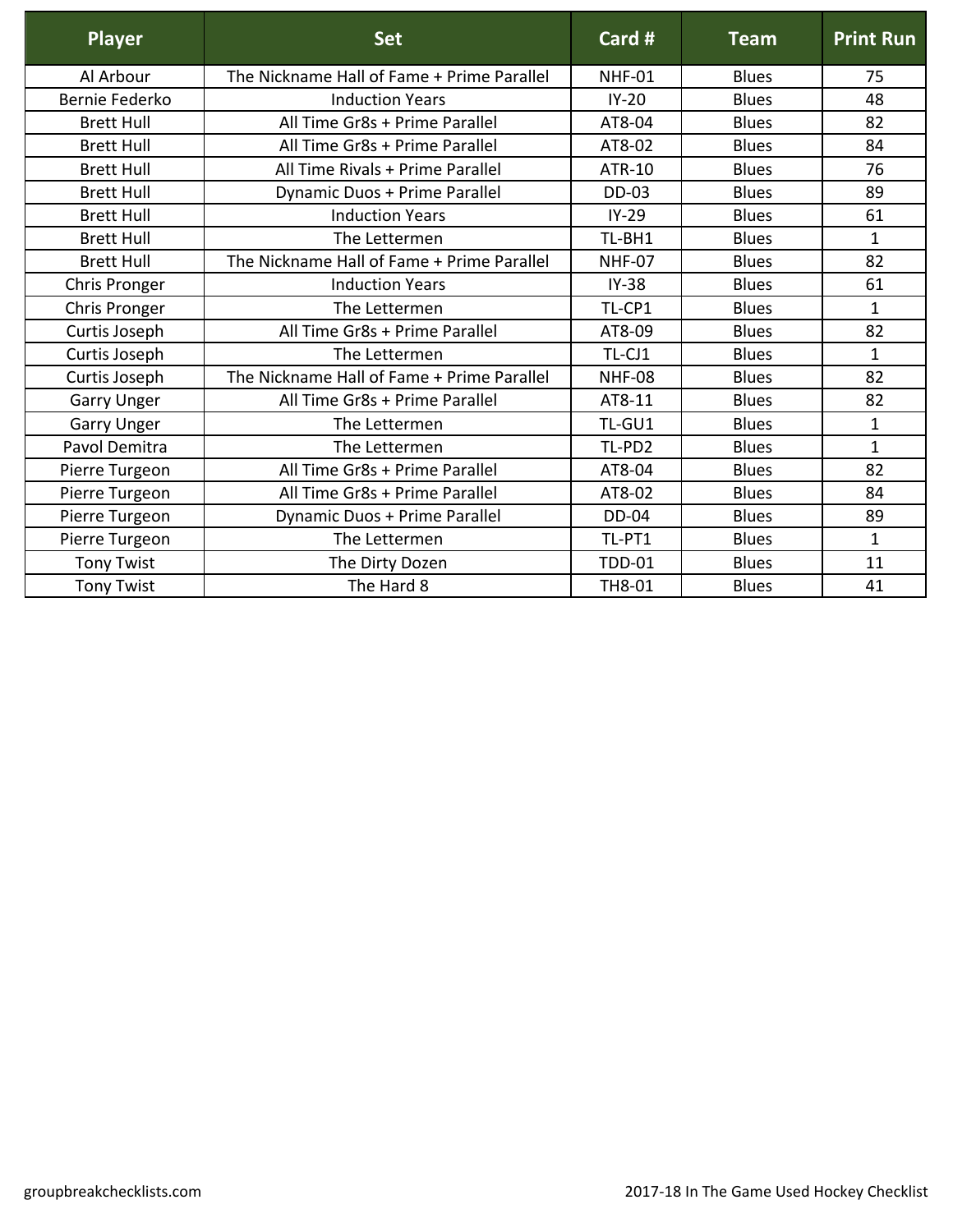| Player | Set | Card # | Team | Print Run |
|---|---|---|---|---|
| Al Arbour | The Nickname Hall of Fame + Prime Parallel | NHF-01 | Blues | 75 |
| Bernie Federko | Induction Years | IY-20 | Blues | 48 |
| Brett Hull | All Time Gr8s + Prime Parallel | AT8-04 | Blues | 82 |
| Brett Hull | All Time Gr8s + Prime Parallel | AT8-02 | Blues | 84 |
| Brett Hull | All Time Rivals + Prime Parallel | ATR-10 | Blues | 76 |
| Brett Hull | Dynamic Duos + Prime Parallel | DD-03 | Blues | 89 |
| Brett Hull | Induction Years | IY-29 | Blues | 61 |
| Brett Hull | The Lettermen | TL-BH1 | Blues | 1 |
| Brett Hull | The Nickname Hall of Fame + Prime Parallel | NHF-07 | Blues | 82 |
| Chris Pronger | Induction Years | IY-38 | Blues | 61 |
| Chris Pronger | The Lettermen | TL-CP1 | Blues | 1 |
| Curtis Joseph | All Time Gr8s + Prime Parallel | AT8-09 | Blues | 82 |
| Curtis Joseph | The Lettermen | TL-CJ1 | Blues | 1 |
| Curtis Joseph | The Nickname Hall of Fame + Prime Parallel | NHF-08 | Blues | 82 |
| Garry Unger | All Time Gr8s + Prime Parallel | AT8-11 | Blues | 82 |
| Garry Unger | The Lettermen | TL-GU1 | Blues | 1 |
| Pavol Demitra | The Lettermen | TL-PD2 | Blues | 1 |
| Pierre Turgeon | All Time Gr8s + Prime Parallel | AT8-04 | Blues | 82 |
| Pierre Turgeon | All Time Gr8s + Prime Parallel | AT8-02 | Blues | 84 |
| Pierre Turgeon | Dynamic Duos + Prime Parallel | DD-04 | Blues | 89 |
| Pierre Turgeon | The Lettermen | TL-PT1 | Blues | 1 |
| Tony Twist | The Dirty Dozen | TDD-01 | Blues | 11 |
| Tony Twist | The Hard 8 | TH8-01 | Blues | 41 |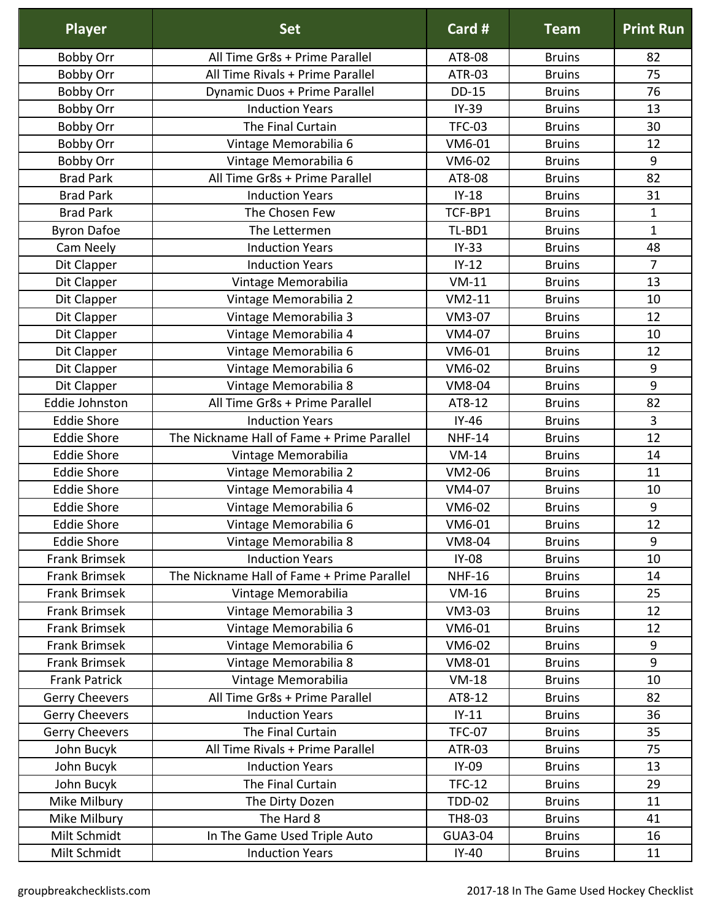| Player | Set | Card # | Team | Print Run |
| --- | --- | --- | --- | --- |
| Bobby Orr | All Time Gr8s + Prime Parallel | AT8-08 | Bruins | 82 |
| Bobby Orr | All Time Rivals + Prime Parallel | ATR-03 | Bruins | 75 |
| Bobby Orr | Dynamic Duos + Prime Parallel | DD-15 | Bruins | 76 |
| Bobby Orr | Induction Years | IY-39 | Bruins | 13 |
| Bobby Orr | The Final Curtain | TFC-03 | Bruins | 30 |
| Bobby Orr | Vintage Memorabilia 6 | VM6-01 | Bruins | 12 |
| Bobby Orr | Vintage Memorabilia 6 | VM6-02 | Bruins | 9 |
| Brad Park | All Time Gr8s + Prime Parallel | AT8-08 | Bruins | 82 |
| Brad Park | Induction Years | IY-18 | Bruins | 31 |
| Brad Park | The Chosen Few | TCF-BP1 | Bruins | 1 |
| Byron Dafoe | The Lettermen | TL-BD1 | Bruins | 1 |
| Cam Neely | Induction Years | IY-33 | Bruins | 48 |
| Dit Clapper | Induction Years | IY-12 | Bruins | 7 |
| Dit Clapper | Vintage Memorabilia | VM-11 | Bruins | 13 |
| Dit Clapper | Vintage Memorabilia 2 | VM2-11 | Bruins | 10 |
| Dit Clapper | Vintage Memorabilia 3 | VM3-07 | Bruins | 12 |
| Dit Clapper | Vintage Memorabilia 4 | VM4-07 | Bruins | 10 |
| Dit Clapper | Vintage Memorabilia 6 | VM6-01 | Bruins | 12 |
| Dit Clapper | Vintage Memorabilia 6 | VM6-02 | Bruins | 9 |
| Dit Clapper | Vintage Memorabilia 8 | VM8-04 | Bruins | 9 |
| Eddie Johnston | All Time Gr8s + Prime Parallel | AT8-12 | Bruins | 82 |
| Eddie Shore | Induction Years | IY-46 | Bruins | 3 |
| Eddie Shore | The Nickname Hall of Fame + Prime Parallel | NHF-14 | Bruins | 12 |
| Eddie Shore | Vintage Memorabilia | VM-14 | Bruins | 14 |
| Eddie Shore | Vintage Memorabilia 2 | VM2-06 | Bruins | 11 |
| Eddie Shore | Vintage Memorabilia 4 | VM4-07 | Bruins | 10 |
| Eddie Shore | Vintage Memorabilia 6 | VM6-02 | Bruins | 9 |
| Eddie Shore | Vintage Memorabilia 6 | VM6-01 | Bruins | 12 |
| Eddie Shore | Vintage Memorabilia 8 | VM8-04 | Bruins | 9 |
| Frank Brimsek | Induction Years | IY-08 | Bruins | 10 |
| Frank Brimsek | The Nickname Hall of Fame + Prime Parallel | NHF-16 | Bruins | 14 |
| Frank Brimsek | Vintage Memorabilia | VM-16 | Bruins | 25 |
| Frank Brimsek | Vintage Memorabilia 3 | VM3-03 | Bruins | 12 |
| Frank Brimsek | Vintage Memorabilia 6 | VM6-01 | Bruins | 12 |
| Frank Brimsek | Vintage Memorabilia 6 | VM6-02 | Bruins | 9 |
| Frank Brimsek | Vintage Memorabilia 8 | VM8-01 | Bruins | 9 |
| Frank Patrick | Vintage Memorabilia | VM-18 | Bruins | 10 |
| Gerry Cheevers | All Time Gr8s + Prime Parallel | AT8-12 | Bruins | 82 |
| Gerry Cheevers | Induction Years | IY-11 | Bruins | 36 |
| Gerry Cheevers | The Final Curtain | TFC-07 | Bruins | 35 |
| John Bucyk | All Time Rivals + Prime Parallel | ATR-03 | Bruins | 75 |
| John Bucyk | Induction Years | IY-09 | Bruins | 13 |
| John Bucyk | The Final Curtain | TFC-12 | Bruins | 29 |
| Mike Milbury | The Dirty Dozen | TDD-02 | Bruins | 11 |
| Mike Milbury | The Hard 8 | TH8-03 | Bruins | 41 |
| Milt Schmidt | In The Game Used Triple Auto | GUA3-04 | Bruins | 16 |
| Milt Schmidt | Induction Years | IY-40 | Bruins | 11 |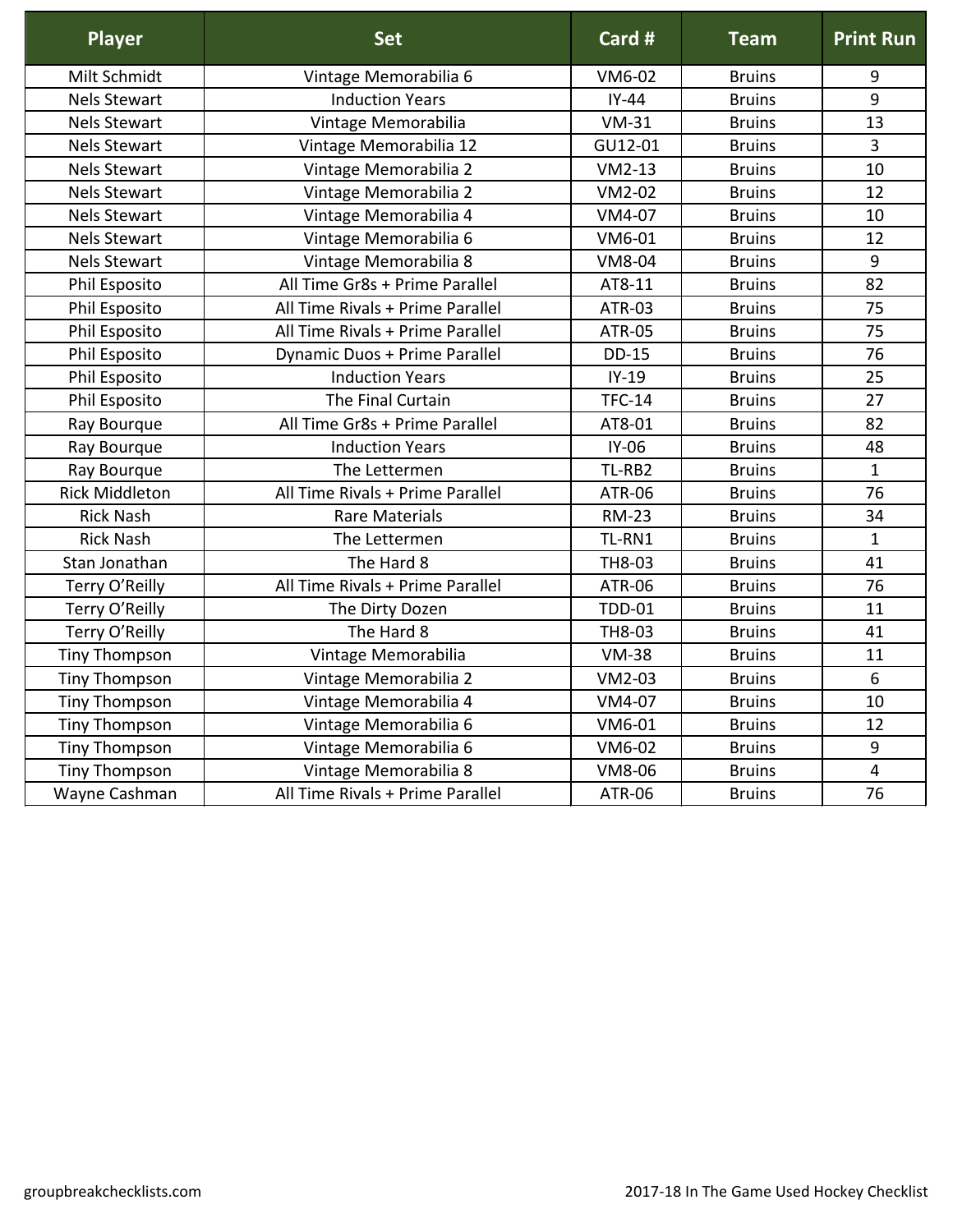| Player | Set | Card # | Team | Print Run |
| --- | --- | --- | --- | --- |
| Milt Schmidt | Vintage Memorabilia 6 | VM6-02 | Bruins | 9 |
| Nels Stewart | Induction Years | IY-44 | Bruins | 9 |
| Nels Stewart | Vintage Memorabilia | VM-31 | Bruins | 13 |
| Nels Stewart | Vintage Memorabilia 12 | GU12-01 | Bruins | 3 |
| Nels Stewart | Vintage Memorabilia 2 | VM2-13 | Bruins | 10 |
| Nels Stewart | Vintage Memorabilia 2 | VM2-02 | Bruins | 12 |
| Nels Stewart | Vintage Memorabilia 4 | VM4-07 | Bruins | 10 |
| Nels Stewart | Vintage Memorabilia 6 | VM6-01 | Bruins | 12 |
| Nels Stewart | Vintage Memorabilia 8 | VM8-04 | Bruins | 9 |
| Phil Esposito | All Time Gr8s + Prime Parallel | AT8-11 | Bruins | 82 |
| Phil Esposito | All Time Rivals + Prime Parallel | ATR-03 | Bruins | 75 |
| Phil Esposito | All Time Rivals + Prime Parallel | ATR-05 | Bruins | 75 |
| Phil Esposito | Dynamic Duos + Prime Parallel | DD-15 | Bruins | 76 |
| Phil Esposito | Induction Years | IY-19 | Bruins | 25 |
| Phil Esposito | The Final Curtain | TFC-14 | Bruins | 27 |
| Ray Bourque | All Time Gr8s + Prime Parallel | AT8-01 | Bruins | 82 |
| Ray Bourque | Induction Years | IY-06 | Bruins | 48 |
| Ray Bourque | The Lettermen | TL-RB2 | Bruins | 1 |
| Rick Middleton | All Time Rivals + Prime Parallel | ATR-06 | Bruins | 76 |
| Rick Nash | Rare Materials | RM-23 | Bruins | 34 |
| Rick Nash | The Lettermen | TL-RN1 | Bruins | 1 |
| Stan Jonathan | The Hard 8 | TH8-03 | Bruins | 41 |
| Terry O'Reilly | All Time Rivals + Prime Parallel | ATR-06 | Bruins | 76 |
| Terry O'Reilly | The Dirty Dozen | TDD-01 | Bruins | 11 |
| Terry O'Reilly | The Hard 8 | TH8-03 | Bruins | 41 |
| Tiny Thompson | Vintage Memorabilia | VM-38 | Bruins | 11 |
| Tiny Thompson | Vintage Memorabilia 2 | VM2-03 | Bruins | 6 |
| Tiny Thompson | Vintage Memorabilia 4 | VM4-07 | Bruins | 10 |
| Tiny Thompson | Vintage Memorabilia 6 | VM6-01 | Bruins | 12 |
| Tiny Thompson | Vintage Memorabilia 6 | VM6-02 | Bruins | 9 |
| Tiny Thompson | Vintage Memorabilia 8 | VM8-06 | Bruins | 4 |
| Wayne Cashman | All Time Rivals + Prime Parallel | ATR-06 | Bruins | 76 |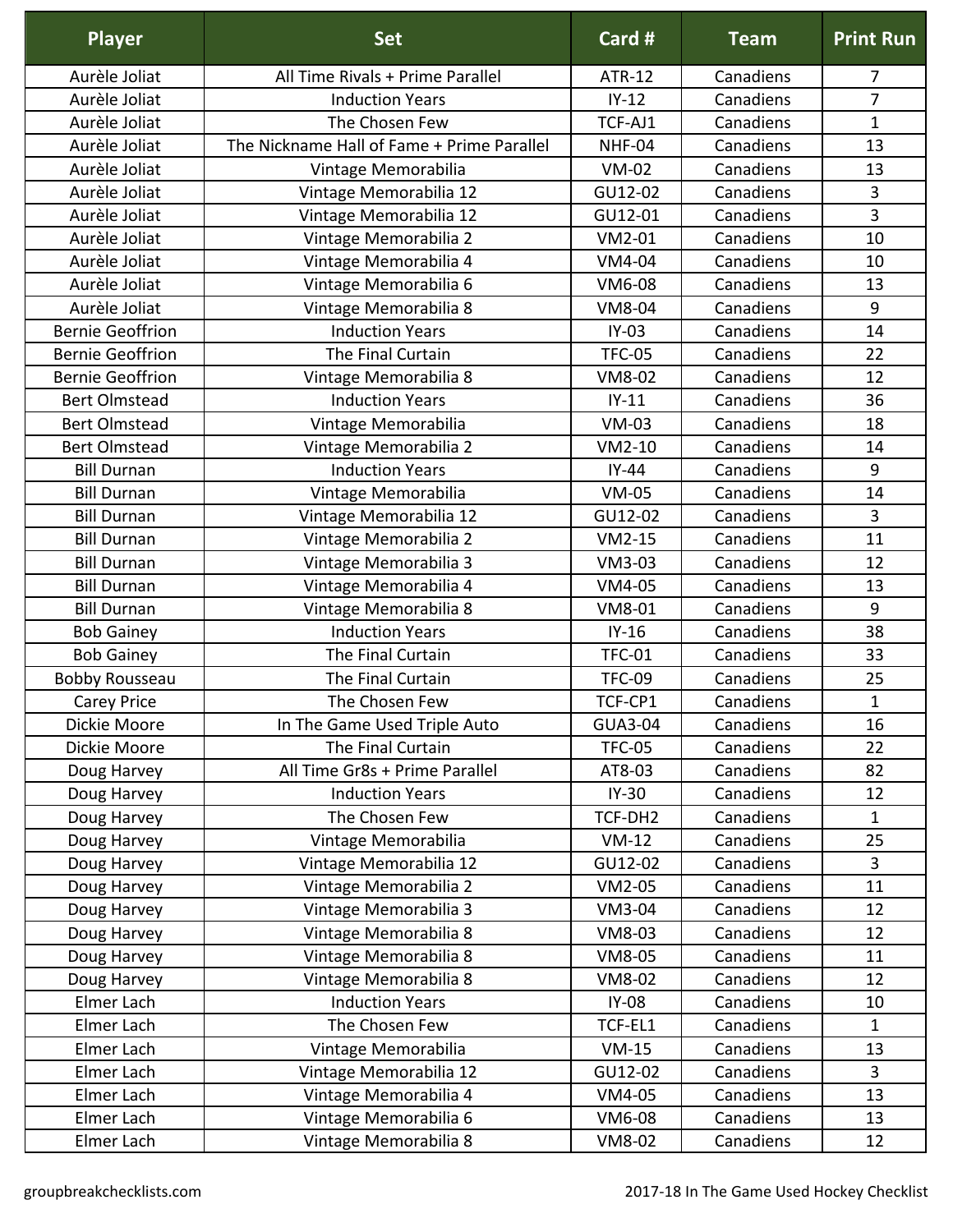| Player | Set | Card # | Team | Print Run |
| --- | --- | --- | --- | --- |
| Aurèle Joliat | All Time Rivals + Prime Parallel | ATR-12 | Canadiens | 7 |
| Aurèle Joliat | Induction Years | IY-12 | Canadiens | 7 |
| Aurèle Joliat | The Chosen Few | TCF-AJ1 | Canadiens | 1 |
| Aurèle Joliat | The Nickname Hall of Fame + Prime Parallel | NHF-04 | Canadiens | 13 |
| Aurèle Joliat | Vintage Memorabilia | VM-02 | Canadiens | 13 |
| Aurèle Joliat | Vintage Memorabilia 12 | GU12-02 | Canadiens | 3 |
| Aurèle Joliat | Vintage Memorabilia 12 | GU12-01 | Canadiens | 3 |
| Aurèle Joliat | Vintage Memorabilia 2 | VM2-01 | Canadiens | 10 |
| Aurèle Joliat | Vintage Memorabilia 4 | VM4-04 | Canadiens | 10 |
| Aurèle Joliat | Vintage Memorabilia 6 | VM6-08 | Canadiens | 13 |
| Aurèle Joliat | Vintage Memorabilia 8 | VM8-04 | Canadiens | 9 |
| Bernie Geoffrion | Induction Years | IY-03 | Canadiens | 14 |
| Bernie Geoffrion | The Final Curtain | TFC-05 | Canadiens | 22 |
| Bernie Geoffrion | Vintage Memorabilia 8 | VM8-02 | Canadiens | 12 |
| Bert Olmstead | Induction Years | IY-11 | Canadiens | 36 |
| Bert Olmstead | Vintage Memorabilia | VM-03 | Canadiens | 18 |
| Bert Olmstead | Vintage Memorabilia 2 | VM2-10 | Canadiens | 14 |
| Bill Durnan | Induction Years | IY-44 | Canadiens | 9 |
| Bill Durnan | Vintage Memorabilia | VM-05 | Canadiens | 14 |
| Bill Durnan | Vintage Memorabilia 12 | GU12-02 | Canadiens | 3 |
| Bill Durnan | Vintage Memorabilia 2 | VM2-15 | Canadiens | 11 |
| Bill Durnan | Vintage Memorabilia 3 | VM3-03 | Canadiens | 12 |
| Bill Durnan | Vintage Memorabilia 4 | VM4-05 | Canadiens | 13 |
| Bill Durnan | Vintage Memorabilia 8 | VM8-01 | Canadiens | 9 |
| Bob Gainey | Induction Years | IY-16 | Canadiens | 38 |
| Bob Gainey | The Final Curtain | TFC-01 | Canadiens | 33 |
| Bobby Rousseau | The Final Curtain | TFC-09 | Canadiens | 25 |
| Carey Price | The Chosen Few | TCF-CP1 | Canadiens | 1 |
| Dickie Moore | In The Game Used Triple Auto | GUA3-04 | Canadiens | 16 |
| Dickie Moore | The Final Curtain | TFC-05 | Canadiens | 22 |
| Doug Harvey | All Time Gr8s + Prime Parallel | AT8-03 | Canadiens | 82 |
| Doug Harvey | Induction Years | IY-30 | Canadiens | 12 |
| Doug Harvey | The Chosen Few | TCF-DH2 | Canadiens | 1 |
| Doug Harvey | Vintage Memorabilia | VM-12 | Canadiens | 25 |
| Doug Harvey | Vintage Memorabilia 12 | GU12-02 | Canadiens | 3 |
| Doug Harvey | Vintage Memorabilia 2 | VM2-05 | Canadiens | 11 |
| Doug Harvey | Vintage Memorabilia 3 | VM3-04 | Canadiens | 12 |
| Doug Harvey | Vintage Memorabilia 8 | VM8-03 | Canadiens | 12 |
| Doug Harvey | Vintage Memorabilia 8 | VM8-05 | Canadiens | 11 |
| Doug Harvey | Vintage Memorabilia 8 | VM8-02 | Canadiens | 12 |
| Elmer Lach | Induction Years | IY-08 | Canadiens | 10 |
| Elmer Lach | The Chosen Few | TCF-EL1 | Canadiens | 1 |
| Elmer Lach | Vintage Memorabilia | VM-15 | Canadiens | 13 |
| Elmer Lach | Vintage Memorabilia 12 | GU12-02 | Canadiens | 3 |
| Elmer Lach | Vintage Memorabilia 4 | VM4-05 | Canadiens | 13 |
| Elmer Lach | Vintage Memorabilia 6 | VM6-08 | Canadiens | 13 |
| Elmer Lach | Vintage Memorabilia 8 | VM8-02 | Canadiens | 12 |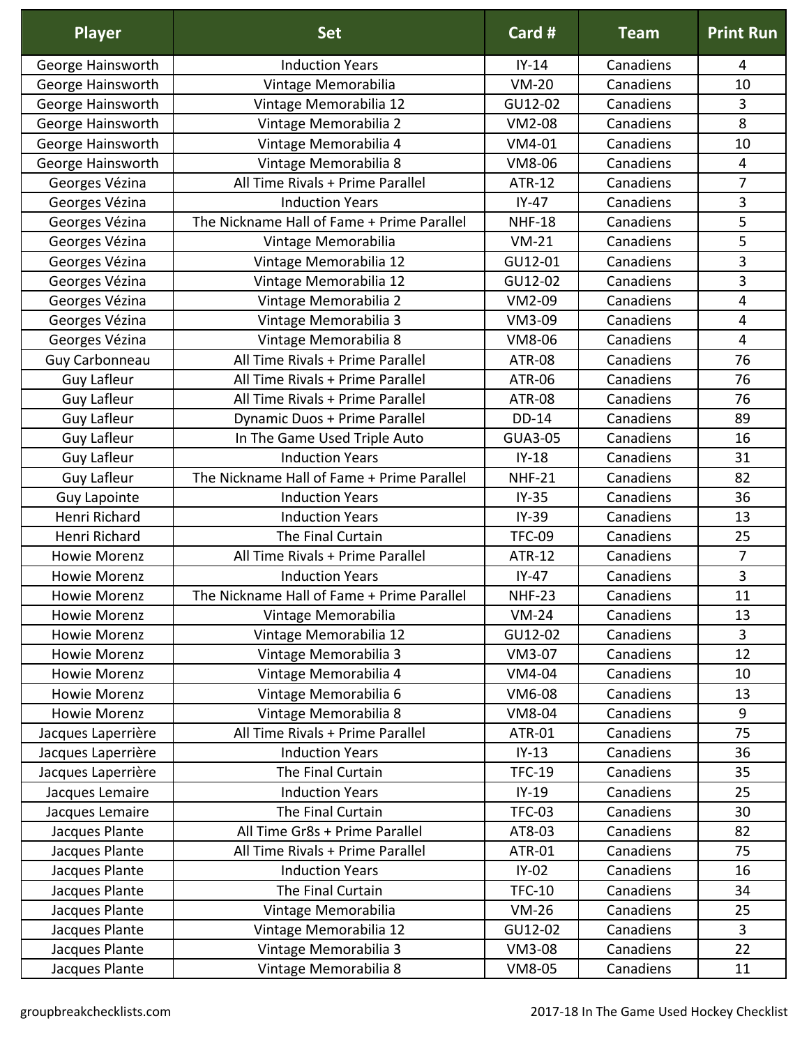| Player | Set | Card # | Team | Print Run |
|---|---|---|---|---|
| George Hainsworth | Induction Years | IY-14 | Canadiens | 4 |
| George Hainsworth | Vintage Memorabilia | VM-20 | Canadiens | 10 |
| George Hainsworth | Vintage Memorabilia 12 | GU12-02 | Canadiens | 3 |
| George Hainsworth | Vintage Memorabilia 2 | VM2-08 | Canadiens | 8 |
| George Hainsworth | Vintage Memorabilia 4 | VM4-01 | Canadiens | 10 |
| George Hainsworth | Vintage Memorabilia 8 | VM8-06 | Canadiens | 4 |
| Georges Vézina | All Time Rivals + Prime Parallel | ATR-12 | Canadiens | 7 |
| Georges Vézina | Induction Years | IY-47 | Canadiens | 3 |
| Georges Vézina | The Nickname Hall of Fame + Prime Parallel | NHF-18 | Canadiens | 5 |
| Georges Vézina | Vintage Memorabilia | VM-21 | Canadiens | 5 |
| Georges Vézina | Vintage Memorabilia 12 | GU12-01 | Canadiens | 3 |
| Georges Vézina | Vintage Memorabilia 12 | GU12-02 | Canadiens | 3 |
| Georges Vézina | Vintage Memorabilia 2 | VM2-09 | Canadiens | 4 |
| Georges Vézina | Vintage Memorabilia 3 | VM3-09 | Canadiens | 4 |
| Georges Vézina | Vintage Memorabilia 8 | VM8-06 | Canadiens | 4 |
| Guy Carbonneau | All Time Rivals + Prime Parallel | ATR-08 | Canadiens | 76 |
| Guy Lafleur | All Time Rivals + Prime Parallel | ATR-06 | Canadiens | 76 |
| Guy Lafleur | All Time Rivals + Prime Parallel | ATR-08 | Canadiens | 76 |
| Guy Lafleur | Dynamic Duos + Prime Parallel | DD-14 | Canadiens | 89 |
| Guy Lafleur | In The Game Used Triple Auto | GUA3-05 | Canadiens | 16 |
| Guy Lafleur | Induction Years | IY-18 | Canadiens | 31 |
| Guy Lafleur | The Nickname Hall of Fame + Prime Parallel | NHF-21 | Canadiens | 82 |
| Guy Lapointe | Induction Years | IY-35 | Canadiens | 36 |
| Henri Richard | Induction Years | IY-39 | Canadiens | 13 |
| Henri Richard | The Final Curtain | TFC-09 | Canadiens | 25 |
| Howie Morenz | All Time Rivals + Prime Parallel | ATR-12 | Canadiens | 7 |
| Howie Morenz | Induction Years | IY-47 | Canadiens | 3 |
| Howie Morenz | The Nickname Hall of Fame + Prime Parallel | NHF-23 | Canadiens | 11 |
| Howie Morenz | Vintage Memorabilia | VM-24 | Canadiens | 13 |
| Howie Morenz | Vintage Memorabilia 12 | GU12-02 | Canadiens | 3 |
| Howie Morenz | Vintage Memorabilia 3 | VM3-07 | Canadiens | 12 |
| Howie Morenz | Vintage Memorabilia 4 | VM4-04 | Canadiens | 10 |
| Howie Morenz | Vintage Memorabilia 6 | VM6-08 | Canadiens | 13 |
| Howie Morenz | Vintage Memorabilia 8 | VM8-04 | Canadiens | 9 |
| Jacques Laperrière | All Time Rivals + Prime Parallel | ATR-01 | Canadiens | 75 |
| Jacques Laperrière | Induction Years | IY-13 | Canadiens | 36 |
| Jacques Laperrière | The Final Curtain | TFC-19 | Canadiens | 35 |
| Jacques Lemaire | Induction Years | IY-19 | Canadiens | 25 |
| Jacques Lemaire | The Final Curtain | TFC-03 | Canadiens | 30 |
| Jacques Plante | All Time Gr8s + Prime Parallel | AT8-03 | Canadiens | 82 |
| Jacques Plante | All Time Rivals + Prime Parallel | ATR-01 | Canadiens | 75 |
| Jacques Plante | Induction Years | IY-02 | Canadiens | 16 |
| Jacques Plante | The Final Curtain | TFC-10 | Canadiens | 34 |
| Jacques Plante | Vintage Memorabilia | VM-26 | Canadiens | 25 |
| Jacques Plante | Vintage Memorabilia 12 | GU12-02 | Canadiens | 3 |
| Jacques Plante | Vintage Memorabilia 3 | VM3-08 | Canadiens | 22 |
| Jacques Plante | Vintage Memorabilia 8 | VM8-05 | Canadiens | 11 |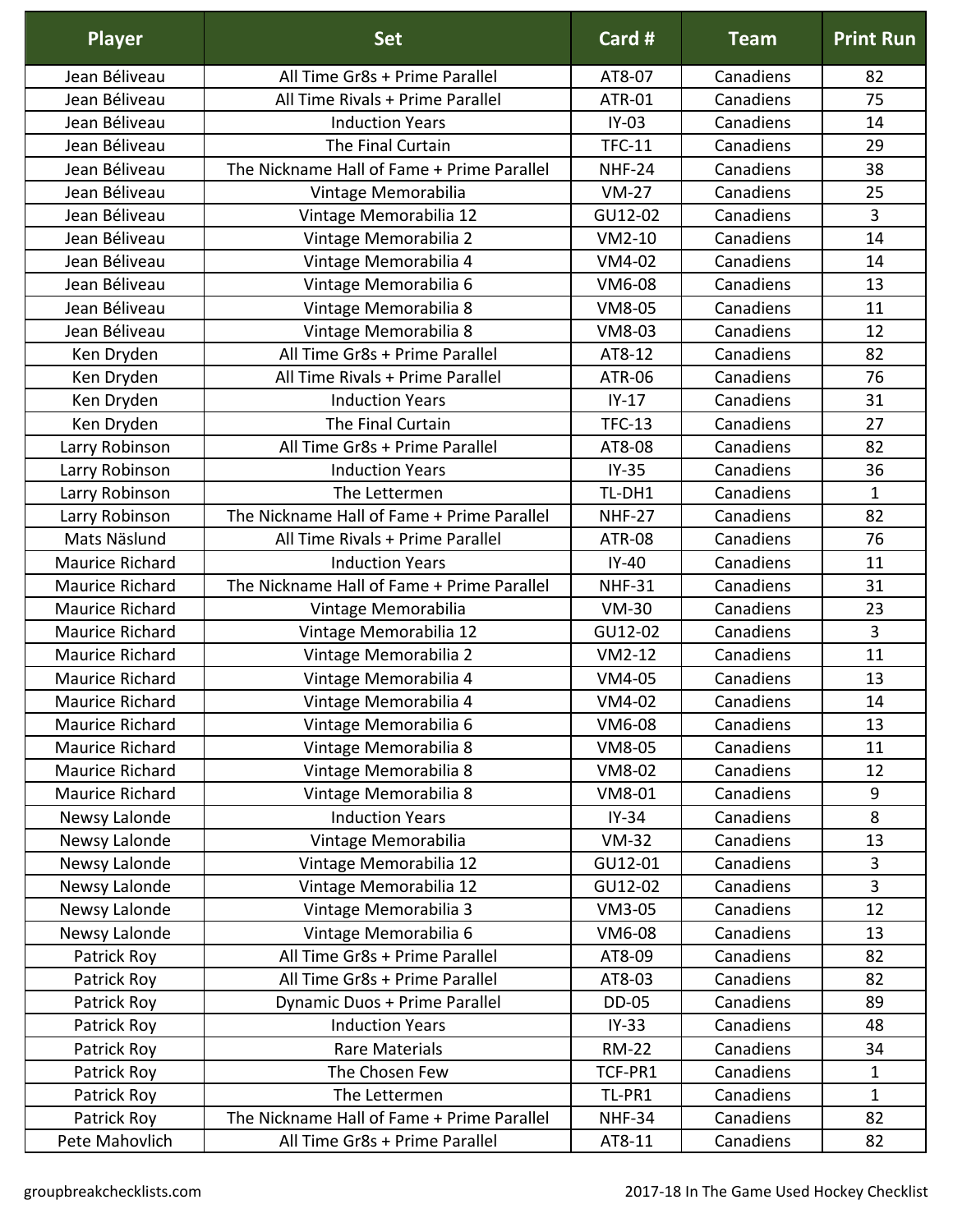| Player | Set | Card # | Team | Print Run |
| --- | --- | --- | --- | --- |
| Jean Béliveau | All Time Gr8s + Prime Parallel | AT8-07 | Canadiens | 82 |
| Jean Béliveau | All Time Rivals + Prime Parallel | ATR-01 | Canadiens | 75 |
| Jean Béliveau | Induction Years | IY-03 | Canadiens | 14 |
| Jean Béliveau | The Final Curtain | TFC-11 | Canadiens | 29 |
| Jean Béliveau | The Nickname Hall of Fame + Prime Parallel | NHF-24 | Canadiens | 38 |
| Jean Béliveau | Vintage Memorabilia | VM-27 | Canadiens | 25 |
| Jean Béliveau | Vintage Memorabilia 12 | GU12-02 | Canadiens | 3 |
| Jean Béliveau | Vintage Memorabilia 2 | VM2-10 | Canadiens | 14 |
| Jean Béliveau | Vintage Memorabilia 4 | VM4-02 | Canadiens | 14 |
| Jean Béliveau | Vintage Memorabilia 6 | VM6-08 | Canadiens | 13 |
| Jean Béliveau | Vintage Memorabilia 8 | VM8-05 | Canadiens | 11 |
| Jean Béliveau | Vintage Memorabilia 8 | VM8-03 | Canadiens | 12 |
| Ken Dryden | All Time Gr8s + Prime Parallel | AT8-12 | Canadiens | 82 |
| Ken Dryden | All Time Rivals + Prime Parallel | ATR-06 | Canadiens | 76 |
| Ken Dryden | Induction Years | IY-17 | Canadiens | 31 |
| Ken Dryden | The Final Curtain | TFC-13 | Canadiens | 27 |
| Larry Robinson | All Time Gr8s + Prime Parallel | AT8-08 | Canadiens | 82 |
| Larry Robinson | Induction Years | IY-35 | Canadiens | 36 |
| Larry Robinson | The Lettermen | TL-DH1 | Canadiens | 1 |
| Larry Robinson | The Nickname Hall of Fame + Prime Parallel | NHF-27 | Canadiens | 82 |
| Mats Näslund | All Time Rivals + Prime Parallel | ATR-08 | Canadiens | 76 |
| Maurice Richard | Induction Years | IY-40 | Canadiens | 11 |
| Maurice Richard | The Nickname Hall of Fame + Prime Parallel | NHF-31 | Canadiens | 31 |
| Maurice Richard | Vintage Memorabilia | VM-30 | Canadiens | 23 |
| Maurice Richard | Vintage Memorabilia 12 | GU12-02 | Canadiens | 3 |
| Maurice Richard | Vintage Memorabilia 2 | VM2-12 | Canadiens | 11 |
| Maurice Richard | Vintage Memorabilia 4 | VM4-05 | Canadiens | 13 |
| Maurice Richard | Vintage Memorabilia 4 | VM4-02 | Canadiens | 14 |
| Maurice Richard | Vintage Memorabilia 6 | VM6-08 | Canadiens | 13 |
| Maurice Richard | Vintage Memorabilia 8 | VM8-05 | Canadiens | 11 |
| Maurice Richard | Vintage Memorabilia 8 | VM8-02 | Canadiens | 12 |
| Maurice Richard | Vintage Memorabilia 8 | VM8-01 | Canadiens | 9 |
| Newsy Lalonde | Induction Years | IY-34 | Canadiens | 8 |
| Newsy Lalonde | Vintage Memorabilia | VM-32 | Canadiens | 13 |
| Newsy Lalonde | Vintage Memorabilia 12 | GU12-01 | Canadiens | 3 |
| Newsy Lalonde | Vintage Memorabilia 12 | GU12-02 | Canadiens | 3 |
| Newsy Lalonde | Vintage Memorabilia 3 | VM3-05 | Canadiens | 12 |
| Newsy Lalonde | Vintage Memorabilia 6 | VM6-08 | Canadiens | 13 |
| Patrick Roy | All Time Gr8s + Prime Parallel | AT8-09 | Canadiens | 82 |
| Patrick Roy | All Time Gr8s + Prime Parallel | AT8-03 | Canadiens | 82 |
| Patrick Roy | Dynamic Duos + Prime Parallel | DD-05 | Canadiens | 89 |
| Patrick Roy | Induction Years | IY-33 | Canadiens | 48 |
| Patrick Roy | Rare Materials | RM-22 | Canadiens | 34 |
| Patrick Roy | The Chosen Few | TCF-PR1 | Canadiens | 1 |
| Patrick Roy | The Lettermen | TL-PR1 | Canadiens | 1 |
| Patrick Roy | The Nickname Hall of Fame + Prime Parallel | NHF-34 | Canadiens | 82 |
| Pete Mahovlich | All Time Gr8s + Prime Parallel | AT8-11 | Canadiens | 82 |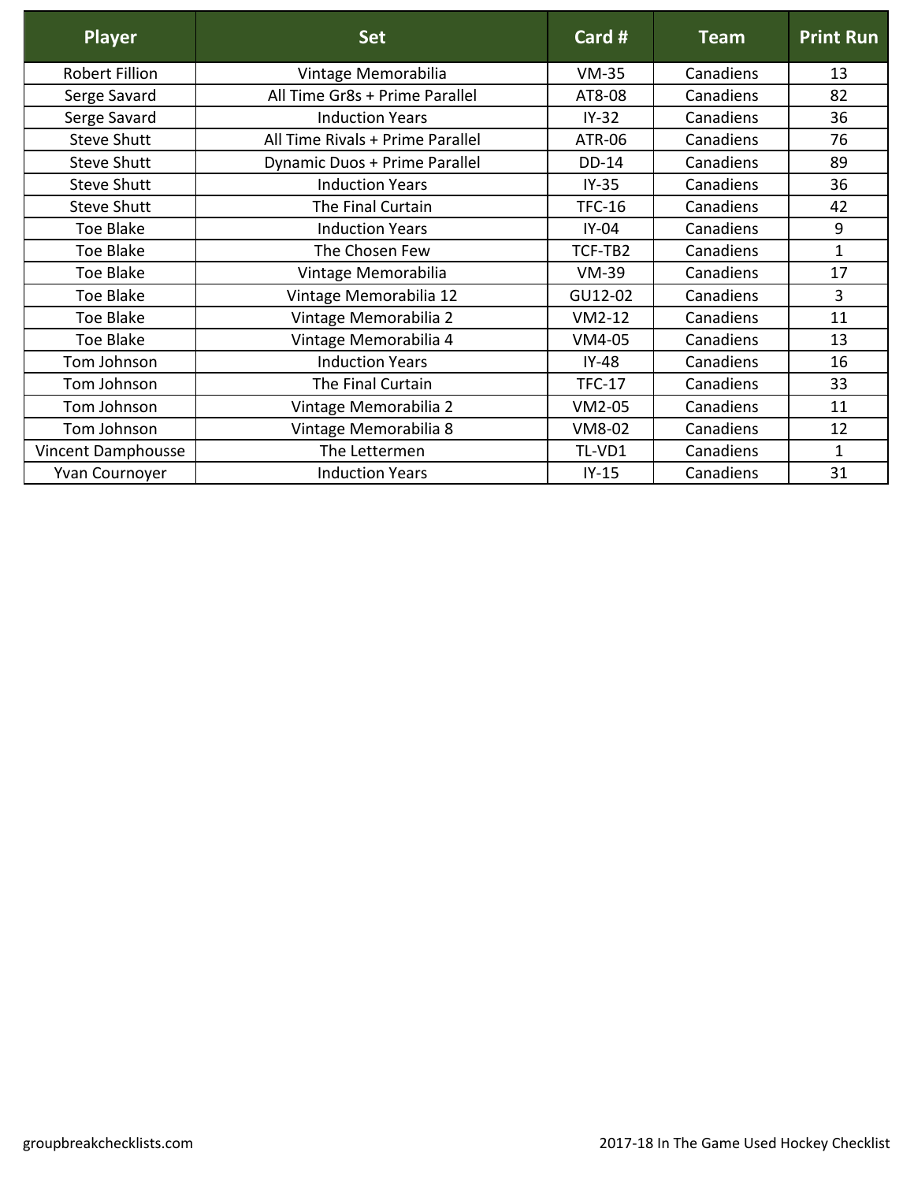| Player | Set | Card # | Team | Print Run |
|---|---|---|---|---|
| Robert Fillion | Vintage Memorabilia | VM-35 | Canadiens | 13 |
| Serge Savard | All Time Gr8s + Prime Parallel | AT8-08 | Canadiens | 82 |
| Serge Savard | Induction Years | IY-32 | Canadiens | 36 |
| Steve Shutt | All Time Rivals + Prime Parallel | ATR-06 | Canadiens | 76 |
| Steve Shutt | Dynamic Duos + Prime Parallel | DD-14 | Canadiens | 89 |
| Steve Shutt | Induction Years | IY-35 | Canadiens | 36 |
| Steve Shutt | The Final Curtain | TFC-16 | Canadiens | 42 |
| Toe Blake | Induction Years | IY-04 | Canadiens | 9 |
| Toe Blake | The Chosen Few | TCF-TB2 | Canadiens | 1 |
| Toe Blake | Vintage Memorabilia | VM-39 | Canadiens | 17 |
| Toe Blake | Vintage Memorabilia 12 | GU12-02 | Canadiens | 3 |
| Toe Blake | Vintage Memorabilia 2 | VM2-12 | Canadiens | 11 |
| Toe Blake | Vintage Memorabilia 4 | VM4-05 | Canadiens | 13 |
| Tom Johnson | Induction Years | IY-48 | Canadiens | 16 |
| Tom Johnson | The Final Curtain | TFC-17 | Canadiens | 33 |
| Tom Johnson | Vintage Memorabilia 2 | VM2-05 | Canadiens | 11 |
| Tom Johnson | Vintage Memorabilia 8 | VM8-02 | Canadiens | 12 |
| Vincent Damphousse | The Lettermen | TL-VD1 | Canadiens | 1 |
| Yvan Cournoyer | Induction Years | IY-15 | Canadiens | 31 |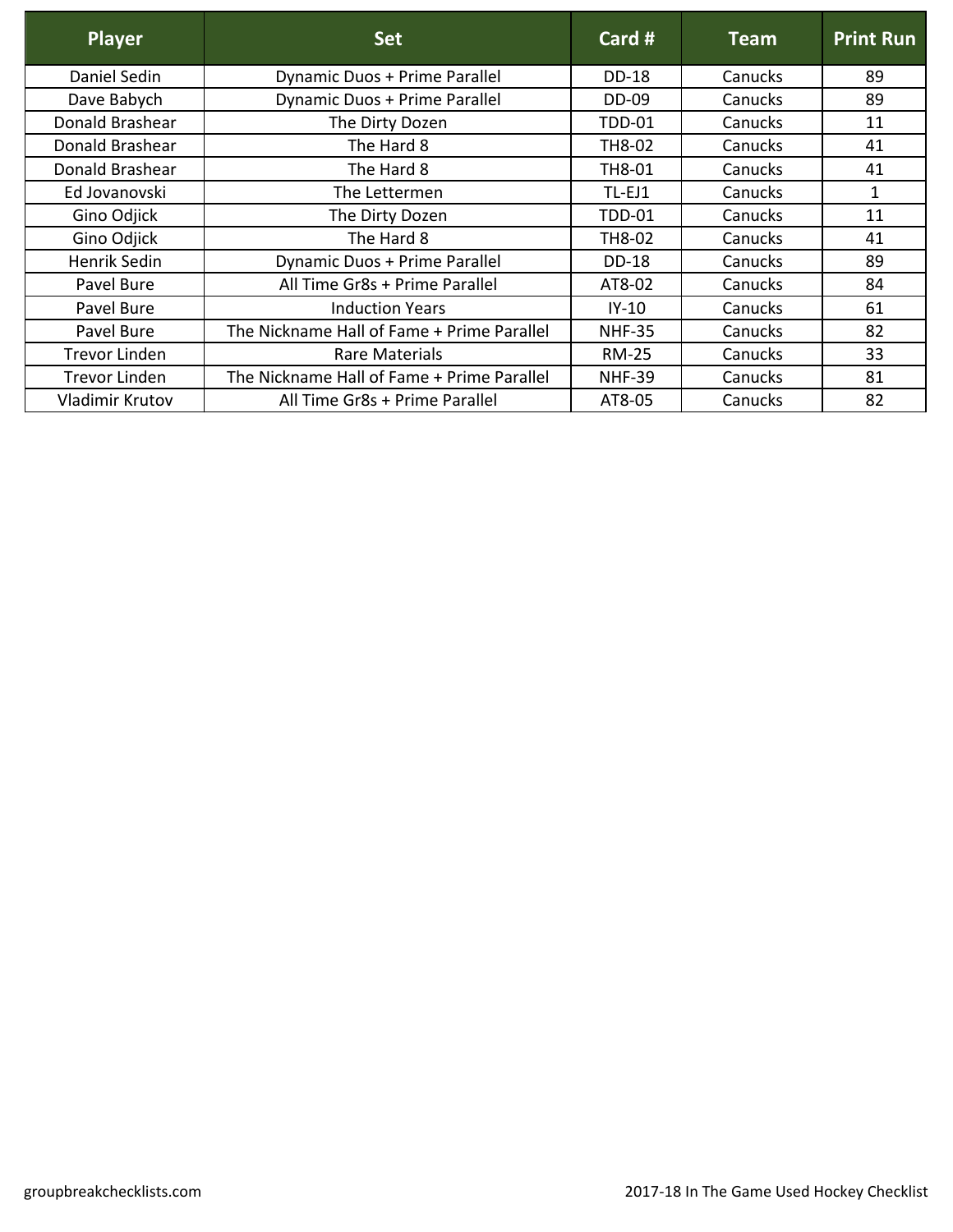| Player | Set | Card # | Team | Print Run |
|---|---|---|---|---|
| Daniel Sedin | Dynamic Duos + Prime Parallel | DD-18 | Canucks | 89 |
| Dave Babych | Dynamic Duos + Prime Parallel | DD-09 | Canucks | 89 |
| Donald Brashear | The Dirty Dozen | TDD-01 | Canucks | 11 |
| Donald Brashear | The Hard 8 | TH8-02 | Canucks | 41 |
| Donald Brashear | The Hard 8 | TH8-01 | Canucks | 41 |
| Ed Jovanovski | The Lettermen | TL-EJ1 | Canucks | 1 |
| Gino Odjick | The Dirty Dozen | TDD-01 | Canucks | 11 |
| Gino Odjick | The Hard 8 | TH8-02 | Canucks | 41 |
| Henrik Sedin | Dynamic Duos + Prime Parallel | DD-18 | Canucks | 89 |
| Pavel Bure | All Time Gr8s + Prime Parallel | AT8-02 | Canucks | 84 |
| Pavel Bure | Induction Years | IY-10 | Canucks | 61 |
| Pavel Bure | The Nickname Hall of Fame + Prime Parallel | NHF-35 | Canucks | 82 |
| Trevor Linden | Rare Materials | RM-25 | Canucks | 33 |
| Trevor Linden | The Nickname Hall of Fame + Prime Parallel | NHF-39 | Canucks | 81 |
| Vladimir Krutov | All Time Gr8s + Prime Parallel | AT8-05 | Canucks | 82 |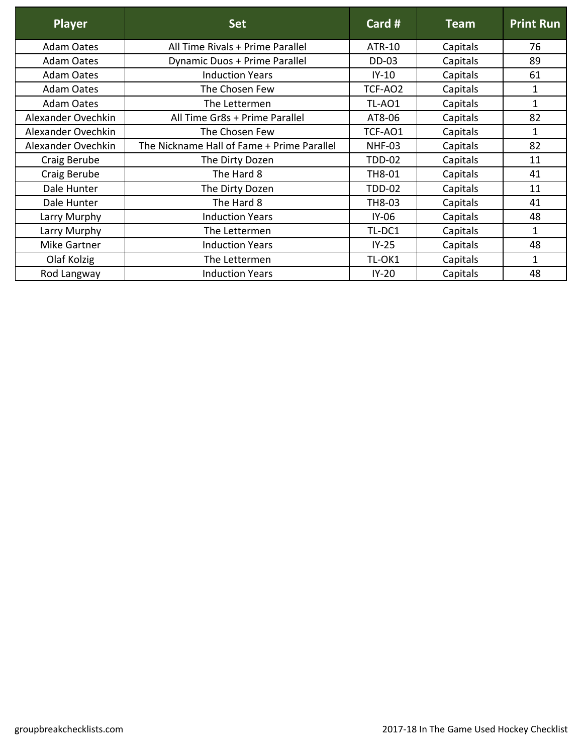| Player | Set | Card # | Team | Print Run |
| --- | --- | --- | --- | --- |
| Adam Oates | All Time Rivals + Prime Parallel | ATR-10 | Capitals | 76 |
| Adam Oates | Dynamic Duos + Prime Parallel | DD-03 | Capitals | 89 |
| Adam Oates | Induction Years | IY-10 | Capitals | 61 |
| Adam Oates | The Chosen Few | TCF-AO2 | Capitals | 1 |
| Adam Oates | The Lettermen | TL-AO1 | Capitals | 1 |
| Alexander Ovechkin | All Time Gr8s + Prime Parallel | AT8-06 | Capitals | 82 |
| Alexander Ovechkin | The Chosen Few | TCF-AO1 | Capitals | 1 |
| Alexander Ovechkin | The Nickname Hall of Fame + Prime Parallel | NHF-03 | Capitals | 82 |
| Craig Berube | The Dirty Dozen | TDD-02 | Capitals | 11 |
| Craig Berube | The Hard 8 | TH8-01 | Capitals | 41 |
| Dale Hunter | The Dirty Dozen | TDD-02 | Capitals | 11 |
| Dale Hunter | The Hard 8 | TH8-03 | Capitals | 41 |
| Larry Murphy | Induction Years | IY-06 | Capitals | 48 |
| Larry Murphy | The Lettermen | TL-DC1 | Capitals | 1 |
| Mike Gartner | Induction Years | IY-25 | Capitals | 48 |
| Olaf Kolzig | The Lettermen | TL-OK1 | Capitals | 1 |
| Rod Langway | Induction Years | IY-20 | Capitals | 48 |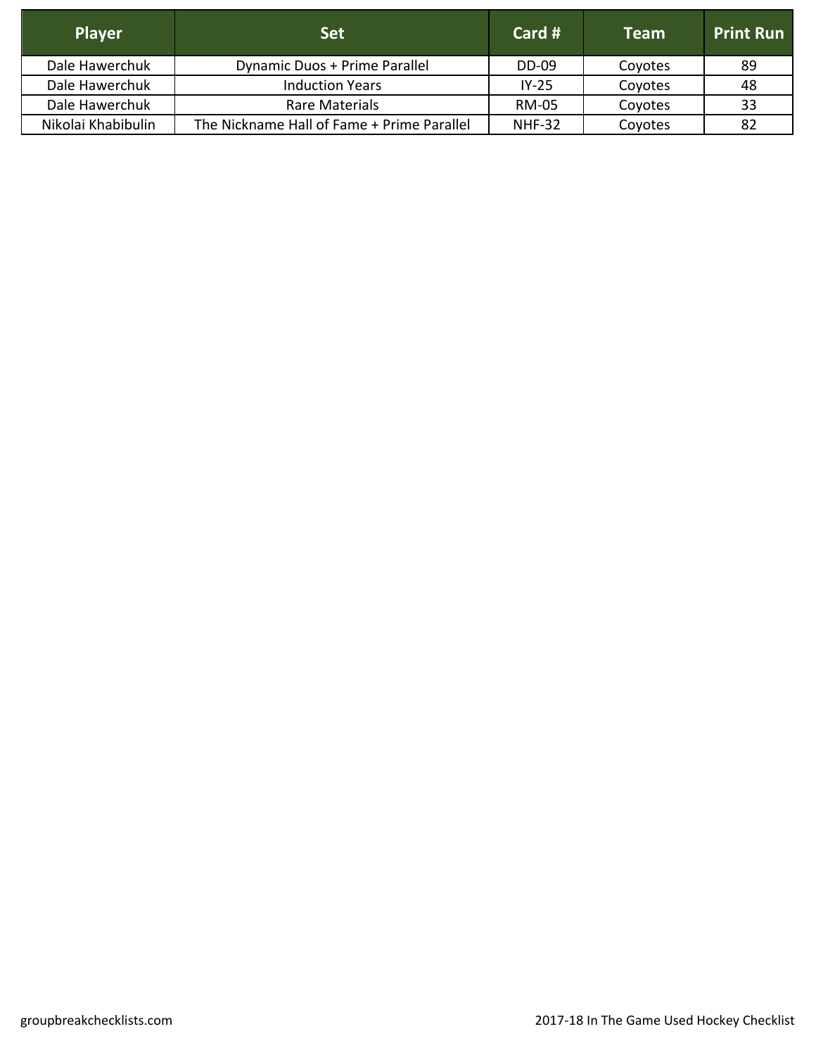| Player | Set | Card # | Team | Print Run |
| --- | --- | --- | --- | --- |
| Dale Hawerchuk | Dynamic Duos + Prime Parallel | DD-09 | Coyotes | 89 |
| Dale Hawerchuk | Induction Years | IY-25 | Coyotes | 48 |
| Dale Hawerchuk | Rare Materials | RM-05 | Coyotes | 33 |
| Nikolai Khabibulin | The Nickname Hall of Fame + Prime Parallel | NHF-32 | Coyotes | 82 |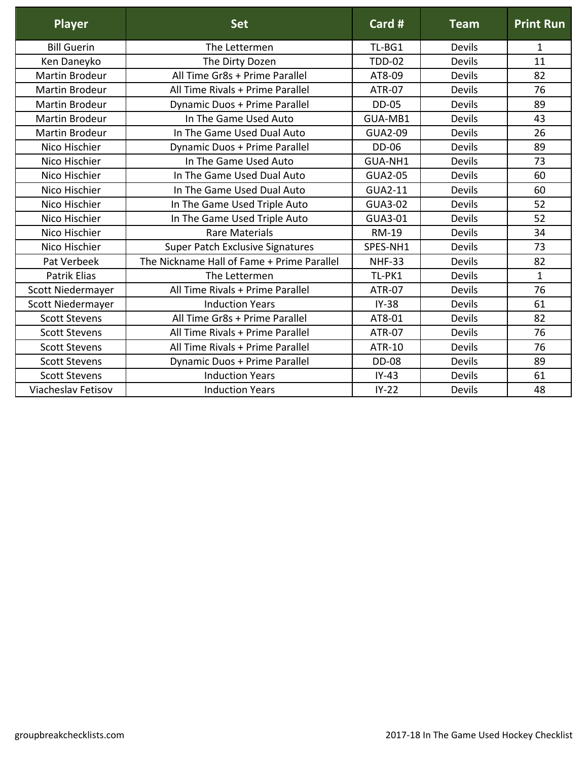| Player | Set | Card # | Team | Print Run |
|---|---|---|---|---|
| Bill Guerin | The Lettermen | TL-BG1 | Devils | 1 |
| Ken Daneyko | The Dirty Dozen | TDD-02 | Devils | 11 |
| Martin Brodeur | All Time Gr8s + Prime Parallel | AT8-09 | Devils | 82 |
| Martin Brodeur | All Time Rivals + Prime Parallel | ATR-07 | Devils | 76 |
| Martin Brodeur | Dynamic Duos + Prime Parallel | DD-05 | Devils | 89 |
| Martin Brodeur | In The Game Used Auto | GUA-MB1 | Devils | 43 |
| Martin Brodeur | In The Game Used Dual Auto | GUA2-09 | Devils | 26 |
| Nico Hischier | Dynamic Duos + Prime Parallel | DD-06 | Devils | 89 |
| Nico Hischier | In The Game Used Auto | GUA-NH1 | Devils | 73 |
| Nico Hischier | In The Game Used Dual Auto | GUA2-05 | Devils | 60 |
| Nico Hischier | In The Game Used Dual Auto | GUA2-11 | Devils | 60 |
| Nico Hischier | In The Game Used Triple Auto | GUA3-02 | Devils | 52 |
| Nico Hischier | In The Game Used Triple Auto | GUA3-01 | Devils | 52 |
| Nico Hischier | Rare Materials | RM-19 | Devils | 34 |
| Nico Hischier | Super Patch Exclusive Signatures | SPES-NH1 | Devils | 73 |
| Pat Verbeek | The Nickname Hall of Fame + Prime Parallel | NHF-33 | Devils | 82 |
| Patrik Elias | The Lettermen | TL-PK1 | Devils | 1 |
| Scott Niedermayer | All Time Rivals + Prime Parallel | ATR-07 | Devils | 76 |
| Scott Niedermayer | Induction Years | IY-38 | Devils | 61 |
| Scott Stevens | All Time Gr8s + Prime Parallel | AT8-01 | Devils | 82 |
| Scott Stevens | All Time Rivals + Prime Parallel | ATR-07 | Devils | 76 |
| Scott Stevens | All Time Rivals + Prime Parallel | ATR-10 | Devils | 76 |
| Scott Stevens | Dynamic Duos + Prime Parallel | DD-08 | Devils | 89 |
| Scott Stevens | Induction Years | IY-43 | Devils | 61 |
| Viacheslav Fetisov | Induction Years | IY-22 | Devils | 48 |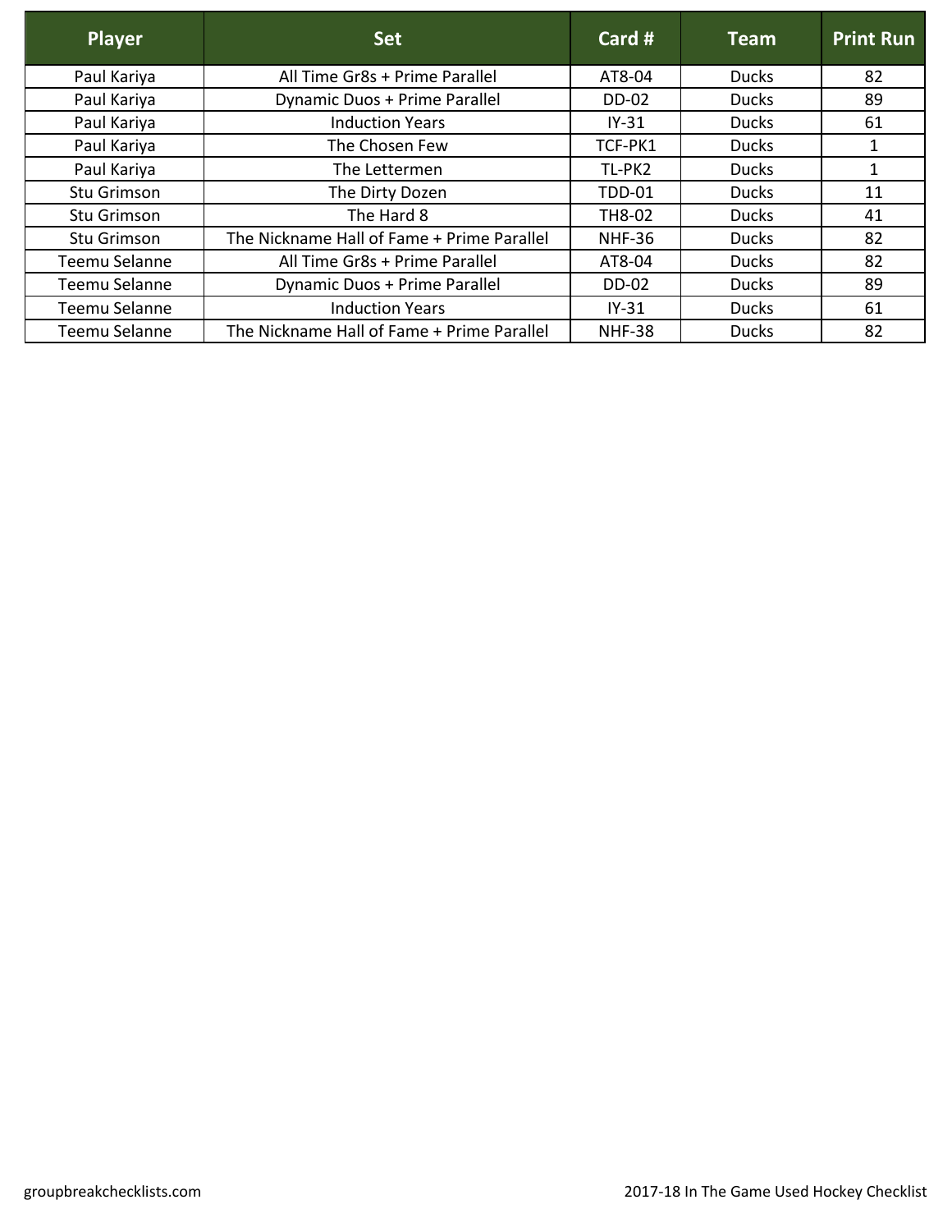| Player | Set | Card # | Team | Print Run |
| --- | --- | --- | --- | --- |
| Paul Kariya | All Time Gr8s + Prime Parallel | AT8-04 | Ducks | 82 |
| Paul Kariya | Dynamic Duos + Prime Parallel | DD-02 | Ducks | 89 |
| Paul Kariya | Induction Years | IY-31 | Ducks | 61 |
| Paul Kariya | The Chosen Few | TCF-PK1 | Ducks | 1 |
| Paul Kariya | The Lettermen | TL-PK2 | Ducks | 1 |
| Stu Grimson | The Dirty Dozen | TDD-01 | Ducks | 11 |
| Stu Grimson | The Hard 8 | TH8-02 | Ducks | 41 |
| Stu Grimson | The Nickname Hall of Fame + Prime Parallel | NHF-36 | Ducks | 82 |
| Teemu Selanne | All Time Gr8s + Prime Parallel | AT8-04 | Ducks | 82 |
| Teemu Selanne | Dynamic Duos + Prime Parallel | DD-02 | Ducks | 89 |
| Teemu Selanne | Induction Years | IY-31 | Ducks | 61 |
| Teemu Selanne | The Nickname Hall of Fame + Prime Parallel | NHF-38 | Ducks | 82 |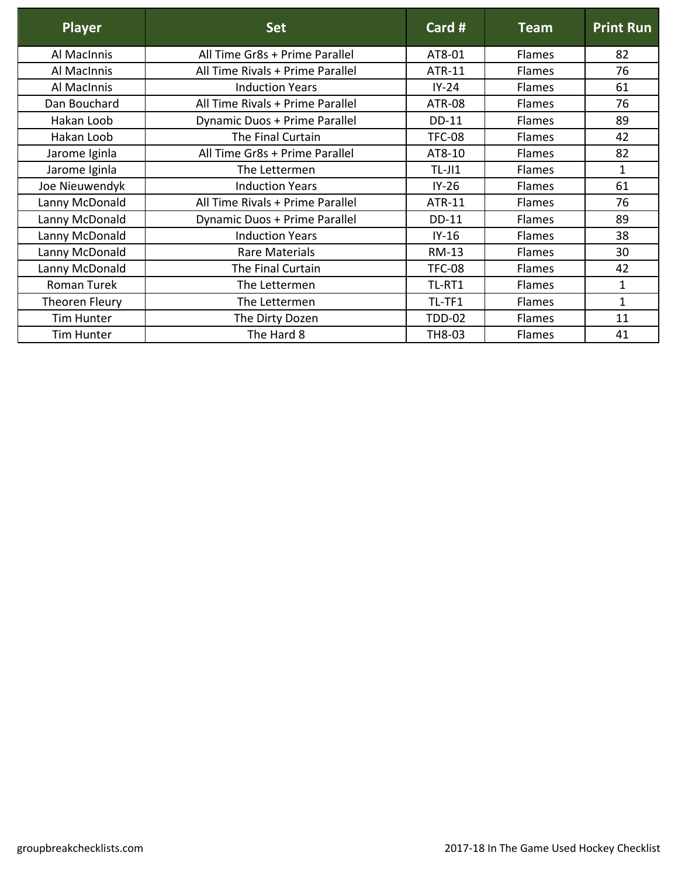| Player | Set | Card # | Team | Print Run |
| --- | --- | --- | --- | --- |
| Al MacInnis | All Time Gr8s + Prime Parallel | AT8-01 | Flames | 82 |
| Al MacInnis | All Time Rivals + Prime Parallel | ATR-11 | Flames | 76 |
| Al MacInnis | Induction Years | IY-24 | Flames | 61 |
| Dan Bouchard | All Time Rivals + Prime Parallel | ATR-08 | Flames | 76 |
| Hakan Loob | Dynamic Duos + Prime Parallel | DD-11 | Flames | 89 |
| Hakan Loob | The Final Curtain | TFC-08 | Flames | 42 |
| Jarome Iginla | All Time Gr8s + Prime Parallel | AT8-10 | Flames | 82 |
| Jarome Iginla | The Lettermen | TL-JI1 | Flames | 1 |
| Joe Nieuwendyk | Induction Years | IY-26 | Flames | 61 |
| Lanny McDonald | All Time Rivals + Prime Parallel | ATR-11 | Flames | 76 |
| Lanny McDonald | Dynamic Duos + Prime Parallel | DD-11 | Flames | 89 |
| Lanny McDonald | Induction Years | IY-16 | Flames | 38 |
| Lanny McDonald | Rare Materials | RM-13 | Flames | 30 |
| Lanny McDonald | The Final Curtain | TFC-08 | Flames | 42 |
| Roman Turek | The Lettermen | TL-RT1 | Flames | 1 |
| Theoren Fleury | The Lettermen | TL-TF1 | Flames | 1 |
| Tim Hunter | The Dirty Dozen | TDD-02 | Flames | 11 |
| Tim Hunter | The Hard 8 | TH8-03 | Flames | 41 |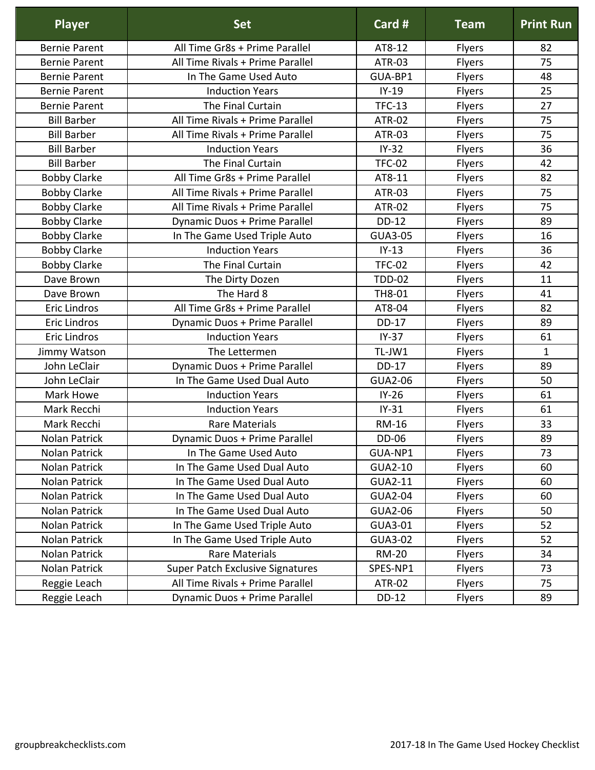| Player | Set | Card # | Team | Print Run |
| --- | --- | --- | --- | --- |
| Bernie Parent | All Time Gr8s + Prime Parallel | AT8-12 | Flyers | 82 |
| Bernie Parent | All Time Rivals + Prime Parallel | ATR-03 | Flyers | 75 |
| Bernie Parent | In The Game Used Auto | GUA-BP1 | Flyers | 48 |
| Bernie Parent | Induction Years | IY-19 | Flyers | 25 |
| Bernie Parent | The Final Curtain | TFC-13 | Flyers | 27 |
| Bill Barber | All Time Rivals + Prime Parallel | ATR-02 | Flyers | 75 |
| Bill Barber | All Time Rivals + Prime Parallel | ATR-03 | Flyers | 75 |
| Bill Barber | Induction Years | IY-32 | Flyers | 36 |
| Bill Barber | The Final Curtain | TFC-02 | Flyers | 42 |
| Bobby Clarke | All Time Gr8s + Prime Parallel | AT8-11 | Flyers | 82 |
| Bobby Clarke | All Time Rivals + Prime Parallel | ATR-03 | Flyers | 75 |
| Bobby Clarke | All Time Rivals + Prime Parallel | ATR-02 | Flyers | 75 |
| Bobby Clarke | Dynamic Duos + Prime Parallel | DD-12 | Flyers | 89 |
| Bobby Clarke | In The Game Used Triple Auto | GUA3-05 | Flyers | 16 |
| Bobby Clarke | Induction Years | IY-13 | Flyers | 36 |
| Bobby Clarke | The Final Curtain | TFC-02 | Flyers | 42 |
| Dave Brown | The Dirty Dozen | TDD-02 | Flyers | 11 |
| Dave Brown | The Hard 8 | TH8-01 | Flyers | 41 |
| Eric Lindros | All Time Gr8s + Prime Parallel | AT8-04 | Flyers | 82 |
| Eric Lindros | Dynamic Duos + Prime Parallel | DD-17 | Flyers | 89 |
| Eric Lindros | Induction Years | IY-37 | Flyers | 61 |
| Jimmy Watson | The Lettermen | TL-JW1 | Flyers | 1 |
| John LeClair | Dynamic Duos + Prime Parallel | DD-17 | Flyers | 89 |
| John LeClair | In The Game Used Dual Auto | GUA2-06 | Flyers | 50 |
| Mark Howe | Induction Years | IY-26 | Flyers | 61 |
| Mark Recchi | Induction Years | IY-31 | Flyers | 61 |
| Mark Recchi | Rare Materials | RM-16 | Flyers | 33 |
| Nolan Patrick | Dynamic Duos + Prime Parallel | DD-06 | Flyers | 89 |
| Nolan Patrick | In The Game Used Auto | GUA-NP1 | Flyers | 73 |
| Nolan Patrick | In The Game Used Dual Auto | GUA2-10 | Flyers | 60 |
| Nolan Patrick | In The Game Used Dual Auto | GUA2-11 | Flyers | 60 |
| Nolan Patrick | In The Game Used Dual Auto | GUA2-04 | Flyers | 60 |
| Nolan Patrick | In The Game Used Dual Auto | GUA2-06 | Flyers | 50 |
| Nolan Patrick | In The Game Used Triple Auto | GUA3-01 | Flyers | 52 |
| Nolan Patrick | In The Game Used Triple Auto | GUA3-02 | Flyers | 52 |
| Nolan Patrick | Rare Materials | RM-20 | Flyers | 34 |
| Nolan Patrick | Super Patch Exclusive Signatures | SPES-NP1 | Flyers | 73 |
| Reggie Leach | All Time Rivals + Prime Parallel | ATR-02 | Flyers | 75 |
| Reggie Leach | Dynamic Duos + Prime Parallel | DD-12 | Flyers | 89 |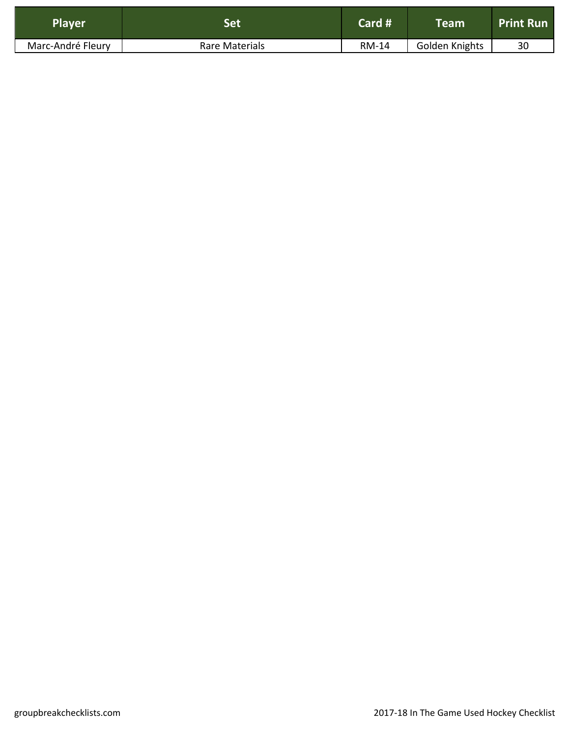| Player | Set | Card # | Team | Print Run |
| --- | --- | --- | --- | --- |
| Marc-André Fleury | Rare Materials | RM-14 | Golden Knights | 30 |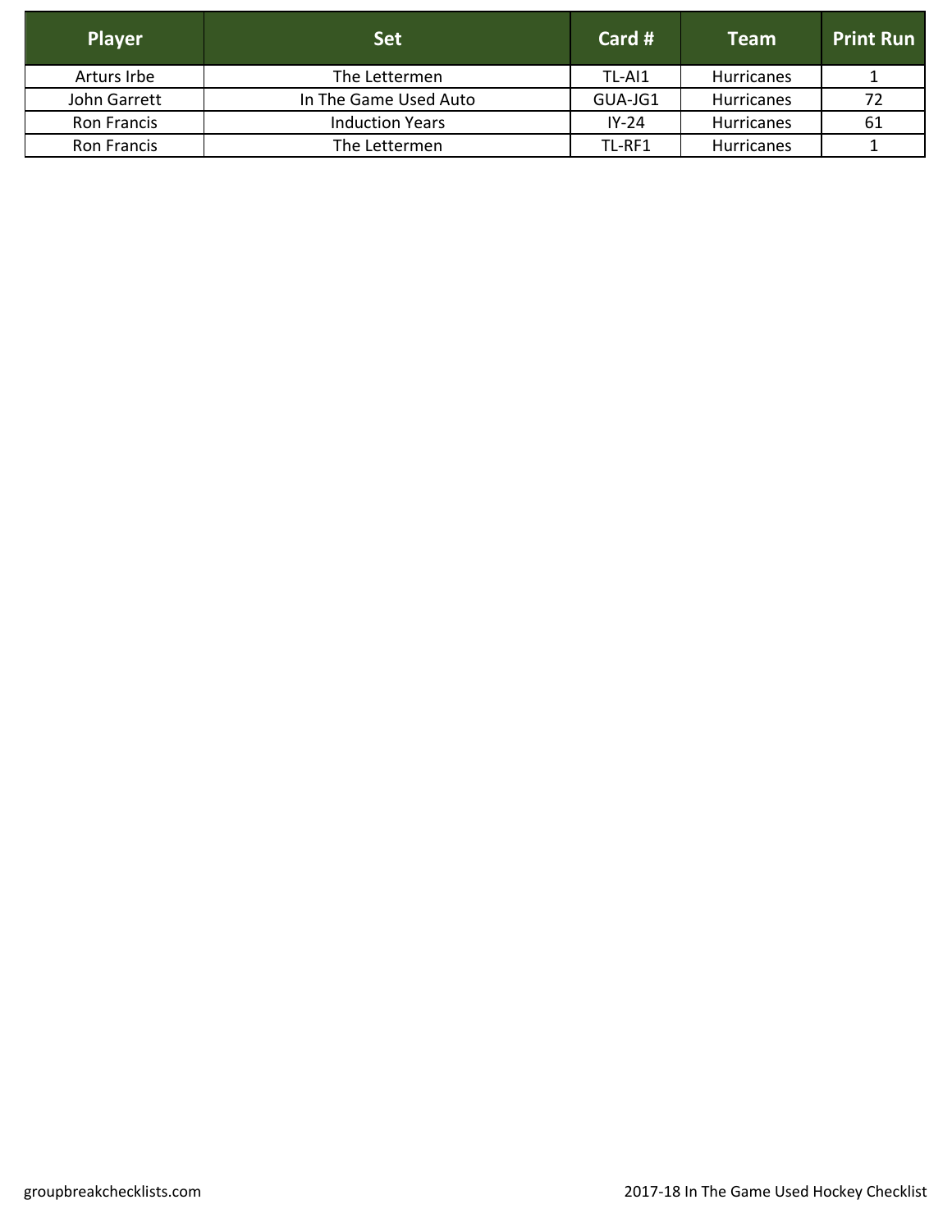| Player | Set | Card # | Team | Print Run |
|---|---|---|---|---|
| Arturs Irbe | The Lettermen | TL-AI1 | Hurricanes | 1 |
| John Garrett | In The Game Used Auto | GUA-JG1 | Hurricanes | 72 |
| Ron Francis | Induction Years | IY-24 | Hurricanes | 61 |
| Ron Francis | The Lettermen | TL-RF1 | Hurricanes | 1 |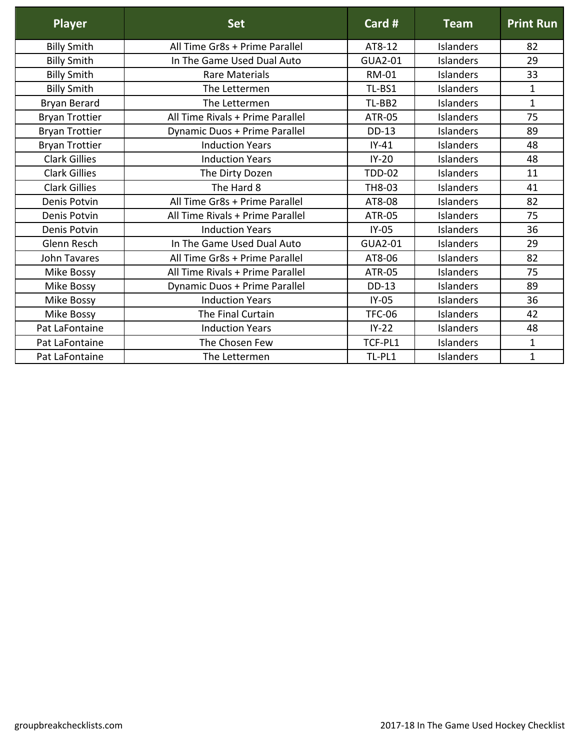| Player | Set | Card # | Team | Print Run |
|---|---|---|---|---|
| Billy Smith | All Time Gr8s + Prime Parallel | AT8-12 | Islanders | 82 |
| Billy Smith | In The Game Used Dual Auto | GUA2-01 | Islanders | 29 |
| Billy Smith | Rare Materials | RM-01 | Islanders | 33 |
| Billy Smith | The Lettermen | TL-BS1 | Islanders | 1 |
| Bryan Berard | The Lettermen | TL-BB2 | Islanders | 1 |
| Bryan Trottier | All Time Rivals + Prime Parallel | ATR-05 | Islanders | 75 |
| Bryan Trottier | Dynamic Duos + Prime Parallel | DD-13 | Islanders | 89 |
| Bryan Trottier | Induction Years | IY-41 | Islanders | 48 |
| Clark Gillies | Induction Years | IY-20 | Islanders | 48 |
| Clark Gillies | The Dirty Dozen | TDD-02 | Islanders | 11 |
| Clark Gillies | The Hard 8 | TH8-03 | Islanders | 41 |
| Denis Potvin | All Time Gr8s + Prime Parallel | AT8-08 | Islanders | 82 |
| Denis Potvin | All Time Rivals + Prime Parallel | ATR-05 | Islanders | 75 |
| Denis Potvin | Induction Years | IY-05 | Islanders | 36 |
| Glenn Resch | In The Game Used Dual Auto | GUA2-01 | Islanders | 29 |
| John Tavares | All Time Gr8s + Prime Parallel | AT8-06 | Islanders | 82 |
| Mike Bossy | All Time Rivals + Prime Parallel | ATR-05 | Islanders | 75 |
| Mike Bossy | Dynamic Duos + Prime Parallel | DD-13 | Islanders | 89 |
| Mike Bossy | Induction Years | IY-05 | Islanders | 36 |
| Mike Bossy | The Final Curtain | TFC-06 | Islanders | 42 |
| Pat LaFontaine | Induction Years | IY-22 | Islanders | 48 |
| Pat LaFontaine | The Chosen Few | TCF-PL1 | Islanders | 1 |
| Pat LaFontaine | The Lettermen | TL-PL1 | Islanders | 1 |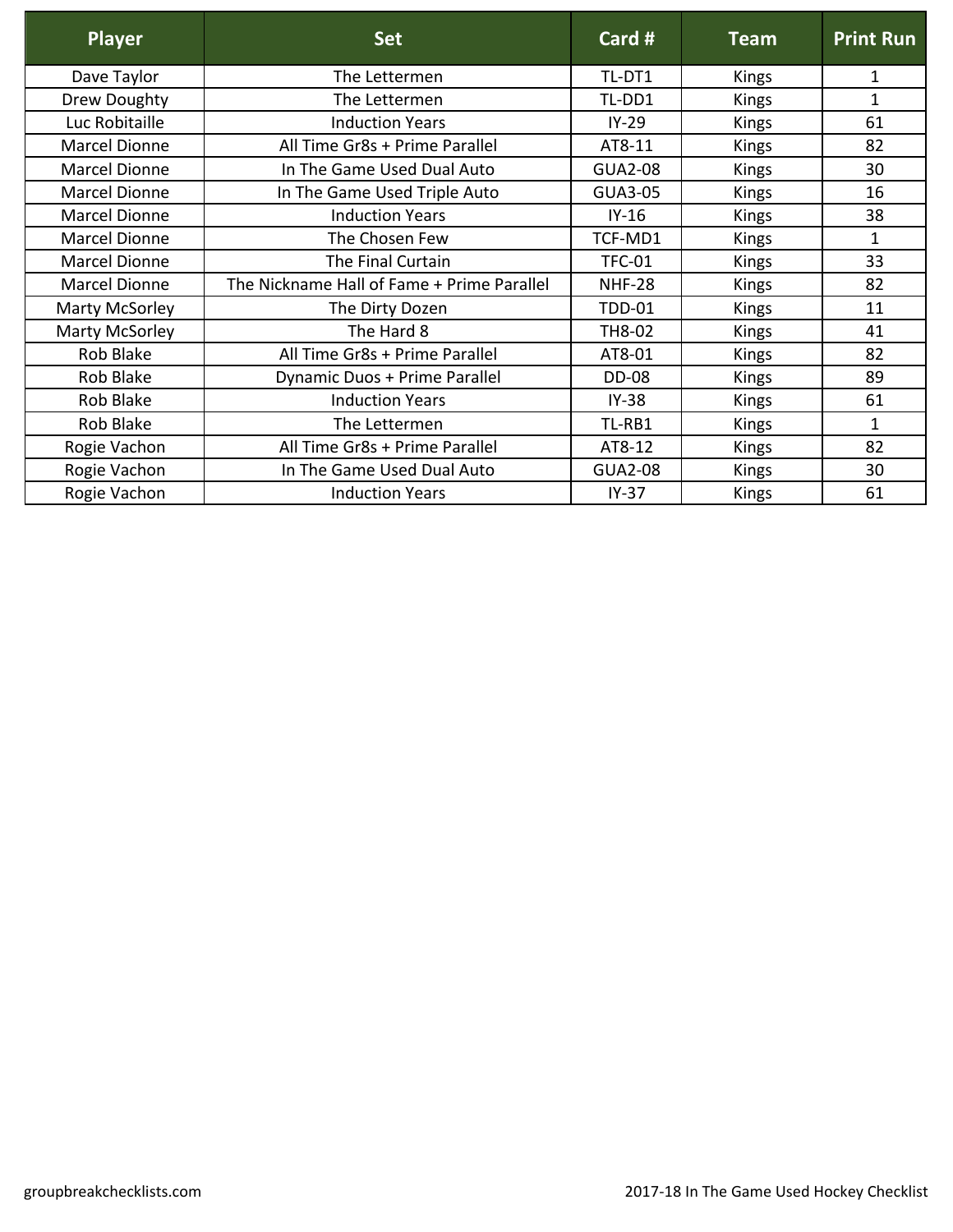| Player | Set | Card # | Team | Print Run |
| --- | --- | --- | --- | --- |
| Dave Taylor | The Lettermen | TL-DT1 | Kings | 1 |
| Drew Doughty | The Lettermen | TL-DD1 | Kings | 1 |
| Luc Robitaille | Induction Years | IY-29 | Kings | 61 |
| Marcel Dionne | All Time Gr8s + Prime Parallel | AT8-11 | Kings | 82 |
| Marcel Dionne | In The Game Used Dual Auto | GUA2-08 | Kings | 30 |
| Marcel Dionne | In The Game Used Triple Auto | GUA3-05 | Kings | 16 |
| Marcel Dionne | Induction Years | IY-16 | Kings | 38 |
| Marcel Dionne | The Chosen Few | TCF-MD1 | Kings | 1 |
| Marcel Dionne | The Final Curtain | TFC-01 | Kings | 33 |
| Marcel Dionne | The Nickname Hall of Fame + Prime Parallel | NHF-28 | Kings | 82 |
| Marty McSorley | The Dirty Dozen | TDD-01 | Kings | 11 |
| Marty McSorley | The Hard 8 | TH8-02 | Kings | 41 |
| Rob Blake | All Time Gr8s + Prime Parallel | AT8-01 | Kings | 82 |
| Rob Blake | Dynamic Duos + Prime Parallel | DD-08 | Kings | 89 |
| Rob Blake | Induction Years | IY-38 | Kings | 61 |
| Rob Blake | The Lettermen | TL-RB1 | Kings | 1 |
| Rogie Vachon | All Time Gr8s + Prime Parallel | AT8-12 | Kings | 82 |
| Rogie Vachon | In The Game Used Dual Auto | GUA2-08 | Kings | 30 |
| Rogie Vachon | Induction Years | IY-37 | Kings | 61 |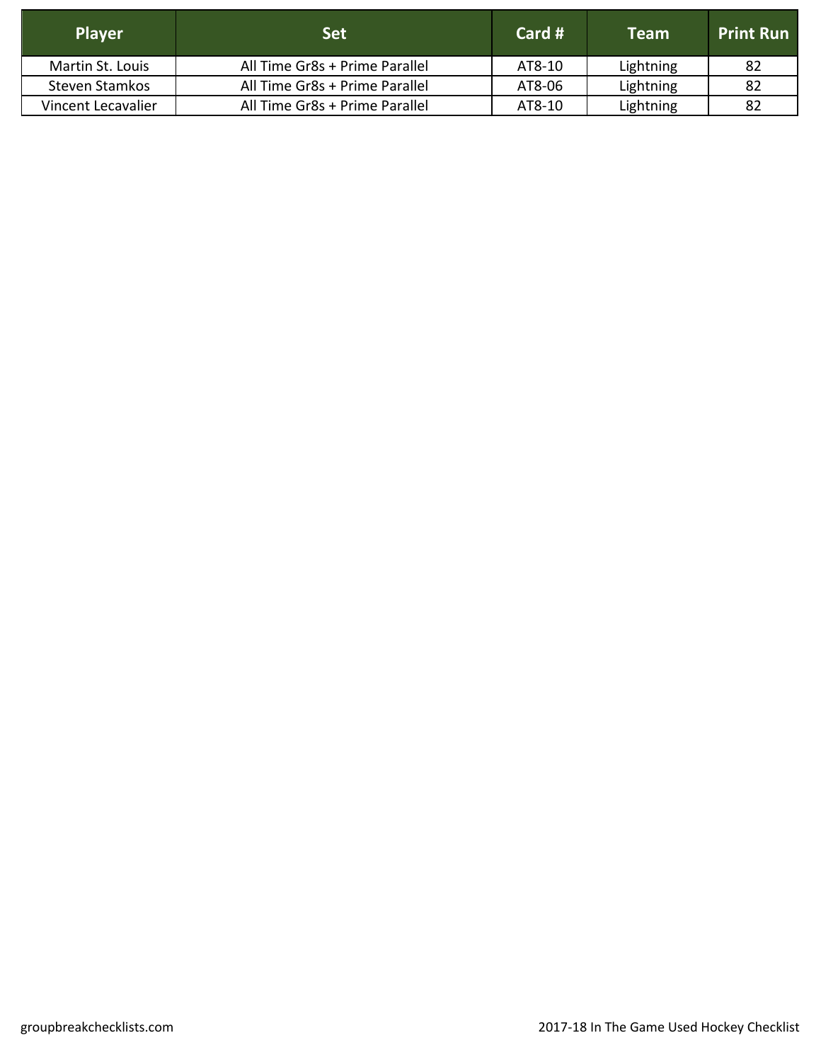| Player | Set | Card # | Team | Print Run |
|---|---|---|---|---|
| Martin St. Louis | All Time Gr8s + Prime Parallel | AT8-10 | Lightning | 82 |
| Steven Stamkos | All Time Gr8s + Prime Parallel | AT8-06 | Lightning | 82 |
| Vincent Lecavalier | All Time Gr8s + Prime Parallel | AT8-10 | Lightning | 82 |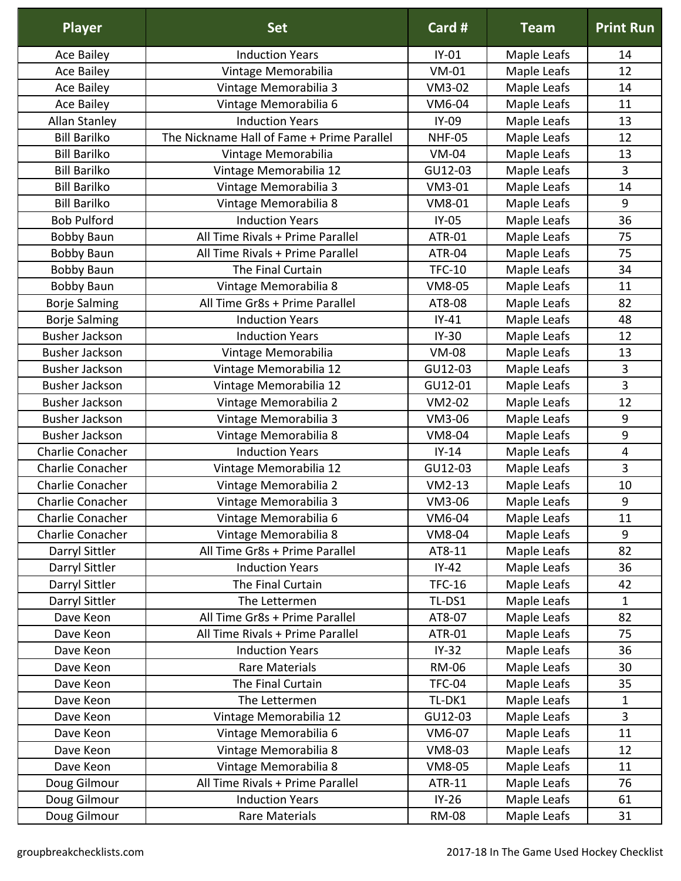| Player | Set | Card # | Team | Print Run |
|---|---|---|---|---|
| Ace Bailey | Induction Years | IY-01 | Maple Leafs | 14 |
| Ace Bailey | Vintage Memorabilia | VM-01 | Maple Leafs | 12 |
| Ace Bailey | Vintage Memorabilia 3 | VM3-02 | Maple Leafs | 14 |
| Ace Bailey | Vintage Memorabilia 6 | VM6-04 | Maple Leafs | 11 |
| Allan Stanley | Induction Years | IY-09 | Maple Leafs | 13 |
| Bill Barilko | The Nickname Hall of Fame + Prime Parallel | NHF-05 | Maple Leafs | 12 |
| Bill Barilko | Vintage Memorabilia | VM-04 | Maple Leafs | 13 |
| Bill Barilko | Vintage Memorabilia 12 | GU12-03 | Maple Leafs | 3 |
| Bill Barilko | Vintage Memorabilia 3 | VM3-01 | Maple Leafs | 14 |
| Bill Barilko | Vintage Memorabilia 8 | VM8-01 | Maple Leafs | 9 |
| Bob Pulford | Induction Years | IY-05 | Maple Leafs | 36 |
| Bobby Baun | All Time Rivals + Prime Parallel | ATR-01 | Maple Leafs | 75 |
| Bobby Baun | All Time Rivals + Prime Parallel | ATR-04 | Maple Leafs | 75 |
| Bobby Baun | The Final Curtain | TFC-10 | Maple Leafs | 34 |
| Bobby Baun | Vintage Memorabilia 8 | VM8-05 | Maple Leafs | 11 |
| Borje Salming | All Time Gr8s + Prime Parallel | AT8-08 | Maple Leafs | 82 |
| Borje Salming | Induction Years | IY-41 | Maple Leafs | 48 |
| Busher Jackson | Induction Years | IY-30 | Maple Leafs | 12 |
| Busher Jackson | Vintage Memorabilia | VM-08 | Maple Leafs | 13 |
| Busher Jackson | Vintage Memorabilia 12 | GU12-03 | Maple Leafs | 3 |
| Busher Jackson | Vintage Memorabilia 12 | GU12-01 | Maple Leafs | 3 |
| Busher Jackson | Vintage Memorabilia 2 | VM2-02 | Maple Leafs | 12 |
| Busher Jackson | Vintage Memorabilia 3 | VM3-06 | Maple Leafs | 9 |
| Busher Jackson | Vintage Memorabilia 8 | VM8-04 | Maple Leafs | 9 |
| Charlie Conacher | Induction Years | IY-14 | Maple Leafs | 4 |
| Charlie Conacher | Vintage Memorabilia 12 | GU12-03 | Maple Leafs | 3 |
| Charlie Conacher | Vintage Memorabilia 2 | VM2-13 | Maple Leafs | 10 |
| Charlie Conacher | Vintage Memorabilia 3 | VM3-06 | Maple Leafs | 9 |
| Charlie Conacher | Vintage Memorabilia 6 | VM6-04 | Maple Leafs | 11 |
| Charlie Conacher | Vintage Memorabilia 8 | VM8-04 | Maple Leafs | 9 |
| Darryl Sittler | All Time Gr8s + Prime Parallel | AT8-11 | Maple Leafs | 82 |
| Darryl Sittler | Induction Years | IY-42 | Maple Leafs | 36 |
| Darryl Sittler | The Final Curtain | TFC-16 | Maple Leafs | 42 |
| Darryl Sittler | The Lettermen | TL-DS1 | Maple Leafs | 1 |
| Dave Keon | All Time Gr8s + Prime Parallel | AT8-07 | Maple Leafs | 82 |
| Dave Keon | All Time Rivals + Prime Parallel | ATR-01 | Maple Leafs | 75 |
| Dave Keon | Induction Years | IY-32 | Maple Leafs | 36 |
| Dave Keon | Rare Materials | RM-06 | Maple Leafs | 30 |
| Dave Keon | The Final Curtain | TFC-04 | Maple Leafs | 35 |
| Dave Keon | The Lettermen | TL-DK1 | Maple Leafs | 1 |
| Dave Keon | Vintage Memorabilia 12 | GU12-03 | Maple Leafs | 3 |
| Dave Keon | Vintage Memorabilia 6 | VM6-07 | Maple Leafs | 11 |
| Dave Keon | Vintage Memorabilia 8 | VM8-03 | Maple Leafs | 12 |
| Dave Keon | Vintage Memorabilia 8 | VM8-05 | Maple Leafs | 11 |
| Doug Gilmour | All Time Rivals + Prime Parallel | ATR-11 | Maple Leafs | 76 |
| Doug Gilmour | Induction Years | IY-26 | Maple Leafs | 61 |
| Doug Gilmour | Rare Materials | RM-08 | Maple Leafs | 31 |

groupbreakchecklists.com

2017-18 In The Game Used Hockey Checklist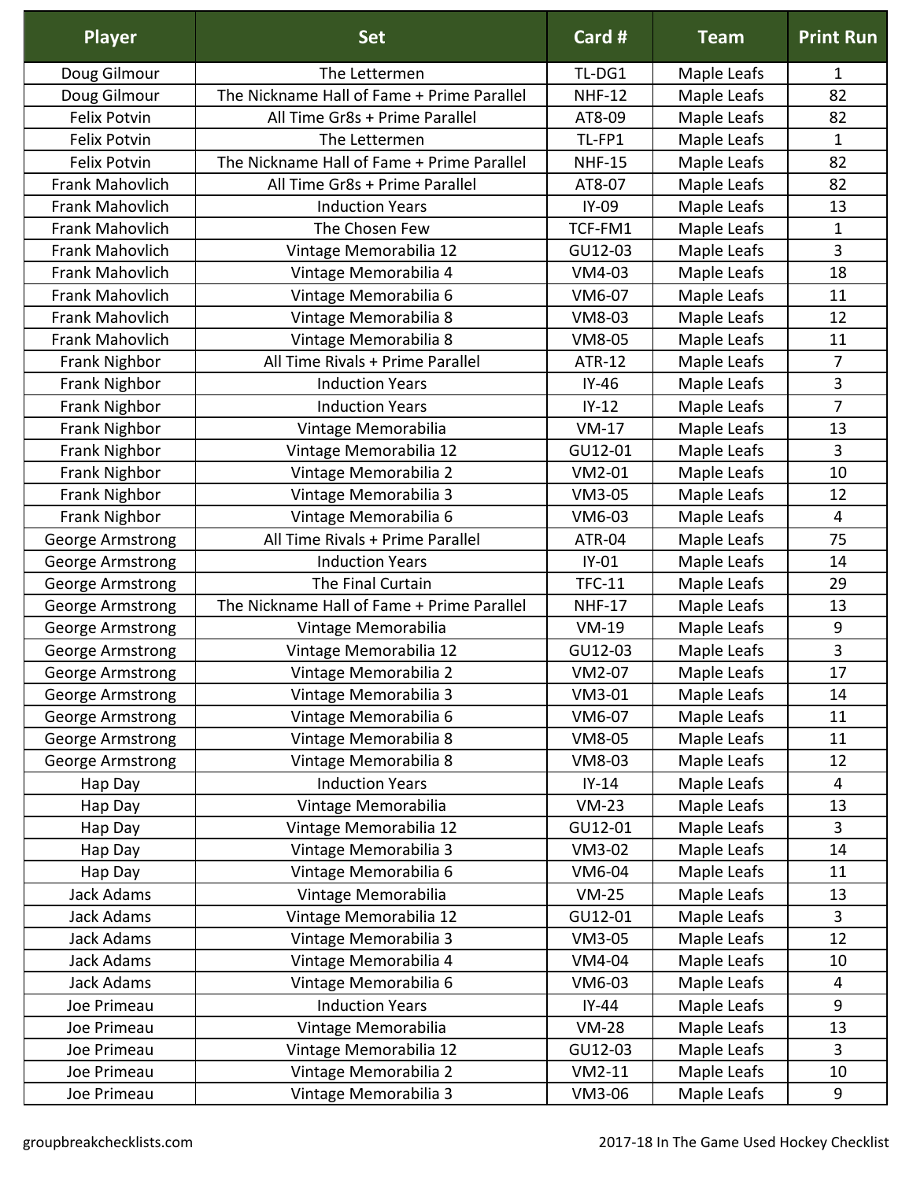| Player | Set | Card # | Team | Print Run |
|---|---|---|---|---|
| Doug Gilmour | The Lettermen | TL-DG1 | Maple Leafs | 1 |
| Doug Gilmour | The Nickname Hall of Fame + Prime Parallel | NHF-12 | Maple Leafs | 82 |
| Felix Potvin | All Time Gr8s + Prime Parallel | AT8-09 | Maple Leafs | 82 |
| Felix Potvin | The Lettermen | TL-FP1 | Maple Leafs | 1 |
| Felix Potvin | The Nickname Hall of Fame + Prime Parallel | NHF-15 | Maple Leafs | 82 |
| Frank Mahovlich | All Time Gr8s + Prime Parallel | AT8-07 | Maple Leafs | 82 |
| Frank Mahovlich | Induction Years | IY-09 | Maple Leafs | 13 |
| Frank Mahovlich | The Chosen Few | TCF-FM1 | Maple Leafs | 1 |
| Frank Mahovlich | Vintage Memorabilia 12 | GU12-03 | Maple Leafs | 3 |
| Frank Mahovlich | Vintage Memorabilia 4 | VM4-03 | Maple Leafs | 18 |
| Frank Mahovlich | Vintage Memorabilia 6 | VM6-07 | Maple Leafs | 11 |
| Frank Mahovlich | Vintage Memorabilia 8 | VM8-03 | Maple Leafs | 12 |
| Frank Mahovlich | Vintage Memorabilia 8 | VM8-05 | Maple Leafs | 11 |
| Frank Nighbor | All Time Rivals + Prime Parallel | ATR-12 | Maple Leafs | 7 |
| Frank Nighbor | Induction Years | IY-46 | Maple Leafs | 3 |
| Frank Nighbor | Induction Years | IY-12 | Maple Leafs | 7 |
| Frank Nighbor | Vintage Memorabilia | VM-17 | Maple Leafs | 13 |
| Frank Nighbor | Vintage Memorabilia 12 | GU12-01 | Maple Leafs | 3 |
| Frank Nighbor | Vintage Memorabilia 2 | VM2-01 | Maple Leafs | 10 |
| Frank Nighbor | Vintage Memorabilia 3 | VM3-05 | Maple Leafs | 12 |
| Frank Nighbor | Vintage Memorabilia 6 | VM6-03 | Maple Leafs | 4 |
| George Armstrong | All Time Rivals + Prime Parallel | ATR-04 | Maple Leafs | 75 |
| George Armstrong | Induction Years | IY-01 | Maple Leafs | 14 |
| George Armstrong | The Final Curtain | TFC-11 | Maple Leafs | 29 |
| George Armstrong | The Nickname Hall of Fame + Prime Parallel | NHF-17 | Maple Leafs | 13 |
| George Armstrong | Vintage Memorabilia | VM-19 | Maple Leafs | 9 |
| George Armstrong | Vintage Memorabilia 12 | GU12-03 | Maple Leafs | 3 |
| George Armstrong | Vintage Memorabilia 2 | VM2-07 | Maple Leafs | 17 |
| George Armstrong | Vintage Memorabilia 3 | VM3-01 | Maple Leafs | 14 |
| George Armstrong | Vintage Memorabilia 6 | VM6-07 | Maple Leafs | 11 |
| George Armstrong | Vintage Memorabilia 8 | VM8-05 | Maple Leafs | 11 |
| George Armstrong | Vintage Memorabilia 8 | VM8-03 | Maple Leafs | 12 |
| Hap Day | Induction Years | IY-14 | Maple Leafs | 4 |
| Hap Day | Vintage Memorabilia | VM-23 | Maple Leafs | 13 |
| Hap Day | Vintage Memorabilia 12 | GU12-01 | Maple Leafs | 3 |
| Hap Day | Vintage Memorabilia 3 | VM3-02 | Maple Leafs | 14 |
| Hap Day | Vintage Memorabilia 6 | VM6-04 | Maple Leafs | 11 |
| Jack Adams | Vintage Memorabilia | VM-25 | Maple Leafs | 13 |
| Jack Adams | Vintage Memorabilia 12 | GU12-01 | Maple Leafs | 3 |
| Jack Adams | Vintage Memorabilia 3 | VM3-05 | Maple Leafs | 12 |
| Jack Adams | Vintage Memorabilia 4 | VM4-04 | Maple Leafs | 10 |
| Jack Adams | Vintage Memorabilia 6 | VM6-03 | Maple Leafs | 4 |
| Joe Primeau | Induction Years | IY-44 | Maple Leafs | 9 |
| Joe Primeau | Vintage Memorabilia | VM-28 | Maple Leafs | 13 |
| Joe Primeau | Vintage Memorabilia 12 | GU12-03 | Maple Leafs | 3 |
| Joe Primeau | Vintage Memorabilia 2 | VM2-11 | Maple Leafs | 10 |
| Joe Primeau | Vintage Memorabilia 3 | VM3-06 | Maple Leafs | 9 |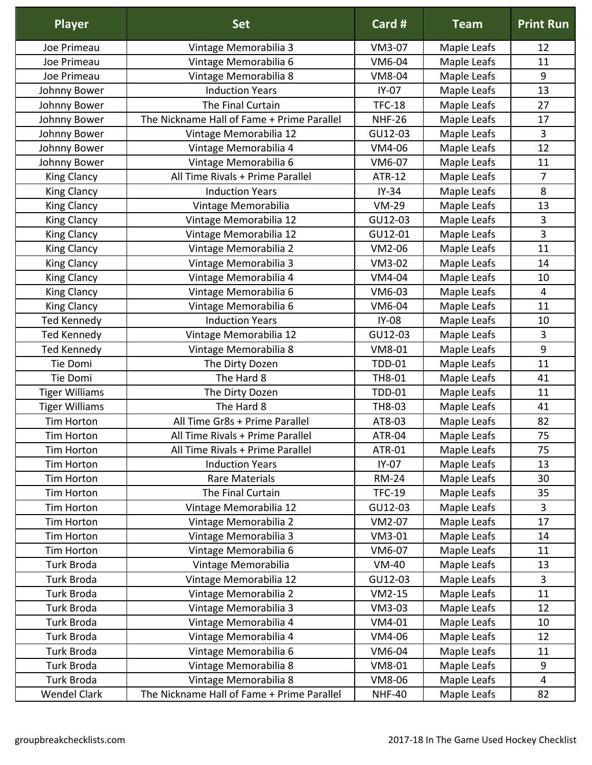| Player | Set | Card # | Team | Print Run |
|---|---|---|---|---|
| Joe Primeau | Vintage Memorabilia 3 | VM3-07 | Maple Leafs | 12 |
| Joe Primeau | Vintage Memorabilia 6 | VM6-04 | Maple Leafs | 11 |
| Joe Primeau | Vintage Memorabilia 8 | VM8-04 | Maple Leafs | 9 |
| Johnny Bower | Induction Years | IY-07 | Maple Leafs | 13 |
| Johnny Bower | The Final Curtain | TFC-18 | Maple Leafs | 27 |
| Johnny Bower | The Nickname Hall of Fame + Prime Parallel | NHF-26 | Maple Leafs | 17 |
| Johnny Bower | Vintage Memorabilia 12 | GU12-03 | Maple Leafs | 3 |
| Johnny Bower | Vintage Memorabilia 4 | VM4-06 | Maple Leafs | 12 |
| Johnny Bower | Vintage Memorabilia 6 | VM6-07 | Maple Leafs | 11 |
| King Clancy | All Time Rivals + Prime Parallel | ATR-12 | Maple Leafs | 7 |
| King Clancy | Induction Years | IY-34 | Maple Leafs | 8 |
| King Clancy | Vintage Memorabilia | VM-29 | Maple Leafs | 13 |
| King Clancy | Vintage Memorabilia 12 | GU12-03 | Maple Leafs | 3 |
| King Clancy | Vintage Memorabilia 12 | GU12-01 | Maple Leafs | 3 |
| King Clancy | Vintage Memorabilia 2 | VM2-06 | Maple Leafs | 11 |
| King Clancy | Vintage Memorabilia 3 | VM3-02 | Maple Leafs | 14 |
| King Clancy | Vintage Memorabilia 4 | VM4-04 | Maple Leafs | 10 |
| King Clancy | Vintage Memorabilia 6 | VM6-03 | Maple Leafs | 4 |
| King Clancy | Vintage Memorabilia 6 | VM6-04 | Maple Leafs | 11 |
| Ted Kennedy | Induction Years | IY-08 | Maple Leafs | 10 |
| Ted Kennedy | Vintage Memorabilia 12 | GU12-03 | Maple Leafs | 3 |
| Ted Kennedy | Vintage Memorabilia 8 | VM8-01 | Maple Leafs | 9 |
| Tie Domi | The Dirty Dozen | TDD-01 | Maple Leafs | 11 |
| Tie Domi | The Hard 8 | TH8-01 | Maple Leafs | 41 |
| Tiger Williams | The Dirty Dozen | TDD-01 | Maple Leafs | 11 |
| Tiger Williams | The Hard 8 | TH8-03 | Maple Leafs | 41 |
| Tim Horton | All Time Gr8s + Prime Parallel | AT8-03 | Maple Leafs | 82 |
| Tim Horton | All Time Rivals + Prime Parallel | ATR-04 | Maple Leafs | 75 |
| Tim Horton | All Time Rivals + Prime Parallel | ATR-01 | Maple Leafs | 75 |
| Tim Horton | Induction Years | IY-07 | Maple Leafs | 13 |
| Tim Horton | Rare Materials | RM-24 | Maple Leafs | 30 |
| Tim Horton | The Final Curtain | TFC-19 | Maple Leafs | 35 |
| Tim Horton | Vintage Memorabilia 12 | GU12-03 | Maple Leafs | 3 |
| Tim Horton | Vintage Memorabilia 2 | VM2-07 | Maple Leafs | 17 |
| Tim Horton | Vintage Memorabilia 3 | VM3-01 | Maple Leafs | 14 |
| Tim Horton | Vintage Memorabilia 6 | VM6-07 | Maple Leafs | 11 |
| Turk Broda | Vintage Memorabilia | VM-40 | Maple Leafs | 13 |
| Turk Broda | Vintage Memorabilia 12 | GU12-03 | Maple Leafs | 3 |
| Turk Broda | Vintage Memorabilia 2 | VM2-15 | Maple Leafs | 11 |
| Turk Broda | Vintage Memorabilia 3 | VM3-03 | Maple Leafs | 12 |
| Turk Broda | Vintage Memorabilia 4 | VM4-01 | Maple Leafs | 10 |
| Turk Broda | Vintage Memorabilia 4 | VM4-06 | Maple Leafs | 12 |
| Turk Broda | Vintage Memorabilia 6 | VM6-04 | Maple Leafs | 11 |
| Turk Broda | Vintage Memorabilia 8 | VM8-01 | Maple Leafs | 9 |
| Turk Broda | Vintage Memorabilia 8 | VM8-06 | Maple Leafs | 4 |
| Wendel Clark | The Nickname Hall of Fame + Prime Parallel | NHF-40 | Maple Leafs | 82 |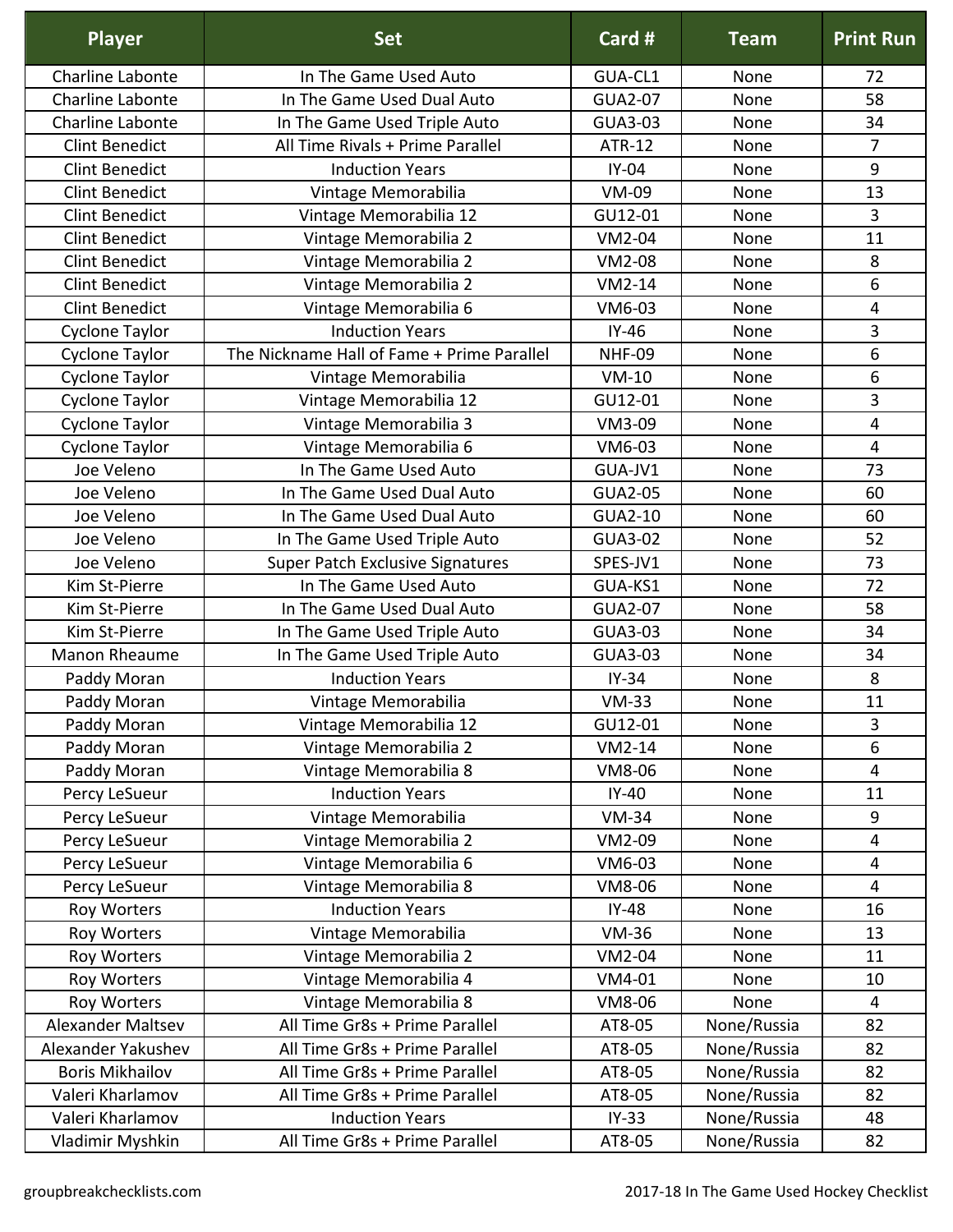| Player | Set | Card # | Team | Print Run |
|---|---|---|---|---|
| Charline Labonte | In The Game Used Auto | GUA-CL1 | None | 72 |
| Charline Labonte | In The Game Used Dual Auto | GUA2-07 | None | 58 |
| Charline Labonte | In The Game Used Triple Auto | GUA3-03 | None | 34 |
| Clint Benedict | All Time Rivals + Prime Parallel | ATR-12 | None | 7 |
| Clint Benedict | Induction Years | IY-04 | None | 9 |
| Clint Benedict | Vintage Memorabilia | VM-09 | None | 13 |
| Clint Benedict | Vintage Memorabilia 12 | GU12-01 | None | 3 |
| Clint Benedict | Vintage Memorabilia 2 | VM2-04 | None | 11 |
| Clint Benedict | Vintage Memorabilia 2 | VM2-08 | None | 8 |
| Clint Benedict | Vintage Memorabilia 2 | VM2-14 | None | 6 |
| Clint Benedict | Vintage Memorabilia 6 | VM6-03 | None | 4 |
| Cyclone Taylor | Induction Years | IY-46 | None | 3 |
| Cyclone Taylor | The Nickname Hall of Fame + Prime Parallel | NHF-09 | None | 6 |
| Cyclone Taylor | Vintage Memorabilia | VM-10 | None | 6 |
| Cyclone Taylor | Vintage Memorabilia 12 | GU12-01 | None | 3 |
| Cyclone Taylor | Vintage Memorabilia 3 | VM3-09 | None | 4 |
| Cyclone Taylor | Vintage Memorabilia 6 | VM6-03 | None | 4 |
| Joe Veleno | In The Game Used Auto | GUA-JV1 | None | 73 |
| Joe Veleno | In The Game Used Dual Auto | GUA2-05 | None | 60 |
| Joe Veleno | In The Game Used Dual Auto | GUA2-10 | None | 60 |
| Joe Veleno | In The Game Used Triple Auto | GUA3-02 | None | 52 |
| Joe Veleno | Super Patch Exclusive Signatures | SPES-JV1 | None | 73 |
| Kim St-Pierre | In The Game Used Auto | GUA-KS1 | None | 72 |
| Kim St-Pierre | In The Game Used Dual Auto | GUA2-07 | None | 58 |
| Kim St-Pierre | In The Game Used Triple Auto | GUA3-03 | None | 34 |
| Manon Rheaume | In The Game Used Triple Auto | GUA3-03 | None | 34 |
| Paddy Moran | Induction Years | IY-34 | None | 8 |
| Paddy Moran | Vintage Memorabilia | VM-33 | None | 11 |
| Paddy Moran | Vintage Memorabilia 12 | GU12-01 | None | 3 |
| Paddy Moran | Vintage Memorabilia 2 | VM2-14 | None | 6 |
| Paddy Moran | Vintage Memorabilia 8 | VM8-06 | None | 4 |
| Percy LeSueur | Induction Years | IY-40 | None | 11 |
| Percy LeSueur | Vintage Memorabilia | VM-34 | None | 9 |
| Percy LeSueur | Vintage Memorabilia 2 | VM2-09 | None | 4 |
| Percy LeSueur | Vintage Memorabilia 6 | VM6-03 | None | 4 |
| Percy LeSueur | Vintage Memorabilia 8 | VM8-06 | None | 4 |
| Roy Worters | Induction Years | IY-48 | None | 16 |
| Roy Worters | Vintage Memorabilia | VM-36 | None | 13 |
| Roy Worters | Vintage Memorabilia 2 | VM2-04 | None | 11 |
| Roy Worters | Vintage Memorabilia 4 | VM4-01 | None | 10 |
| Roy Worters | Vintage Memorabilia 8 | VM8-06 | None | 4 |
| Alexander Maltsev | All Time Gr8s + Prime Parallel | AT8-05 | None/Russia | 82 |
| Alexander Yakushev | All Time Gr8s + Prime Parallel | AT8-05 | None/Russia | 82 |
| Boris Mikhailov | All Time Gr8s + Prime Parallel | AT8-05 | None/Russia | 82 |
| Valeri Kharlamov | All Time Gr8s + Prime Parallel | AT8-05 | None/Russia | 82 |
| Valeri Kharlamov | Induction Years | IY-33 | None/Russia | 48 |
| Vladimir Myshkin | All Time Gr8s + Prime Parallel | AT8-05 | None/Russia | 82 |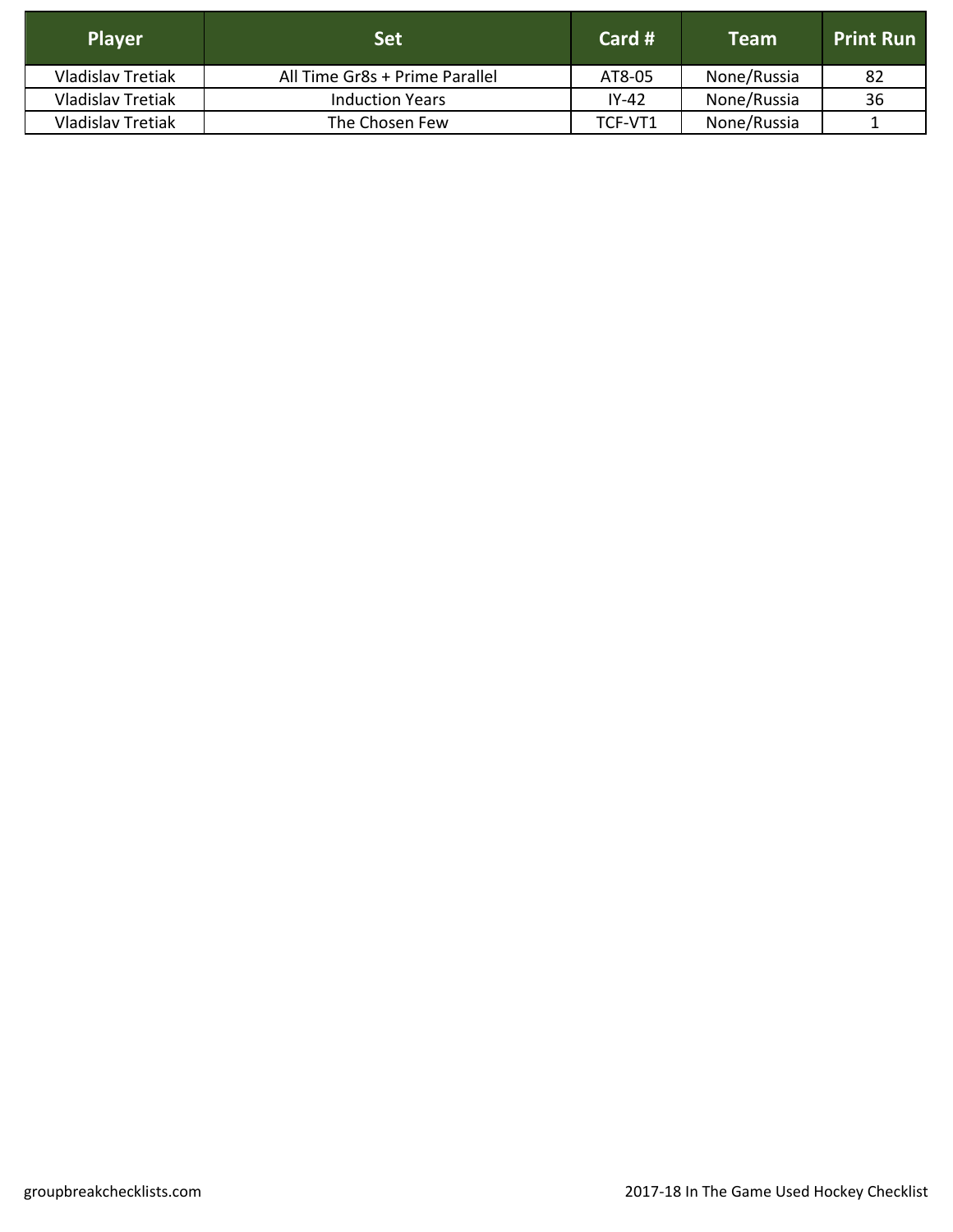| Player | Set | Card # | Team | Print Run |
| --- | --- | --- | --- | --- |
| Vladislav Tretiak | All Time Gr8s + Prime Parallel | AT8-05 | None/Russia | 82 |
| Vladislav Tretiak | Induction Years | IY-42 | None/Russia | 36 |
| Vladislav Tretiak | The Chosen Few | TCF-VT1 | None/Russia | 1 |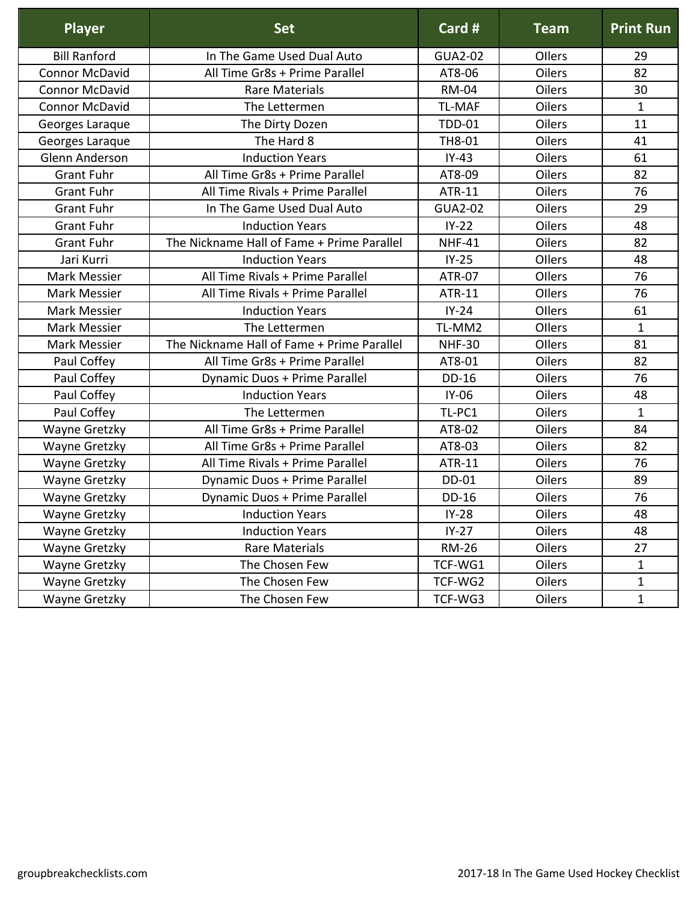| Player | Set | Card # | Team | Print Run |
|---|---|---|---|---|
| Bill Ranford | In The Game Used Dual Auto | GUA2-02 | Oilers | 29 |
| Connor McDavid | All Time Gr8s + Prime Parallel | AT8-06 | Oilers | 82 |
| Connor McDavid | Rare Materials | RM-04 | Oilers | 30 |
| Connor McDavid | The Lettermen | TL-MAF | Oilers | 1 |
| Georges Laraque | The Dirty Dozen | TDD-01 | Oilers | 11 |
| Georges Laraque | The Hard 8 | TH8-01 | Oilers | 41 |
| Glenn Anderson | Induction Years | IY-43 | Oilers | 61 |
| Grant Fuhr | All Time Gr8s + Prime Parallel | AT8-09 | Oilers | 82 |
| Grant Fuhr | All Time Rivals + Prime Parallel | ATR-11 | Oilers | 76 |
| Grant Fuhr | In The Game Used Dual Auto | GUA2-02 | Oilers | 29 |
| Grant Fuhr | Induction Years | IY-22 | Oilers | 48 |
| Grant Fuhr | The Nickname Hall of Fame + Prime Parallel | NHF-41 | Oilers | 82 |
| Jari Kurri | Induction Years | IY-25 | Oilers | 48 |
| Mark Messier | All Time Rivals + Prime Parallel | ATR-07 | Oilers | 76 |
| Mark Messier | All Time Rivals + Prime Parallel | ATR-11 | Oilers | 76 |
| Mark Messier | Induction Years | IY-24 | Oilers | 61 |
| Mark Messier | The Lettermen | TL-MM2 | Oilers | 1 |
| Mark Messier | The Nickname Hall of Fame + Prime Parallel | NHF-30 | Oilers | 81 |
| Paul Coffey | All Time Gr8s + Prime Parallel | AT8-01 | Oilers | 82 |
| Paul Coffey | Dynamic Duos + Prime Parallel | DD-16 | Oilers | 76 |
| Paul Coffey | Induction Years | IY-06 | Oilers | 48 |
| Paul Coffey | The Lettermen | TL-PC1 | Oilers | 1 |
| Wayne Gretzky | All Time Gr8s + Prime Parallel | AT8-02 | Oilers | 84 |
| Wayne Gretzky | All Time Gr8s + Prime Parallel | AT8-03 | Oilers | 82 |
| Wayne Gretzky | All Time Rivals + Prime Parallel | ATR-11 | Oilers | 76 |
| Wayne Gretzky | Dynamic Duos + Prime Parallel | DD-01 | Oilers | 89 |
| Wayne Gretzky | Dynamic Duos + Prime Parallel | DD-16 | Oilers | 76 |
| Wayne Gretzky | Induction Years | IY-28 | Oilers | 48 |
| Wayne Gretzky | Induction Years | IY-27 | Oilers | 48 |
| Wayne Gretzky | Rare Materials | RM-26 | Oilers | 27 |
| Wayne Gretzky | The Chosen Few | TCF-WG1 | Oilers | 1 |
| Wayne Gretzky | The Chosen Few | TCF-WG2 | Oilers | 1 |
| Wayne Gretzky | The Chosen Few | TCF-WG3 | Oilers | 1 |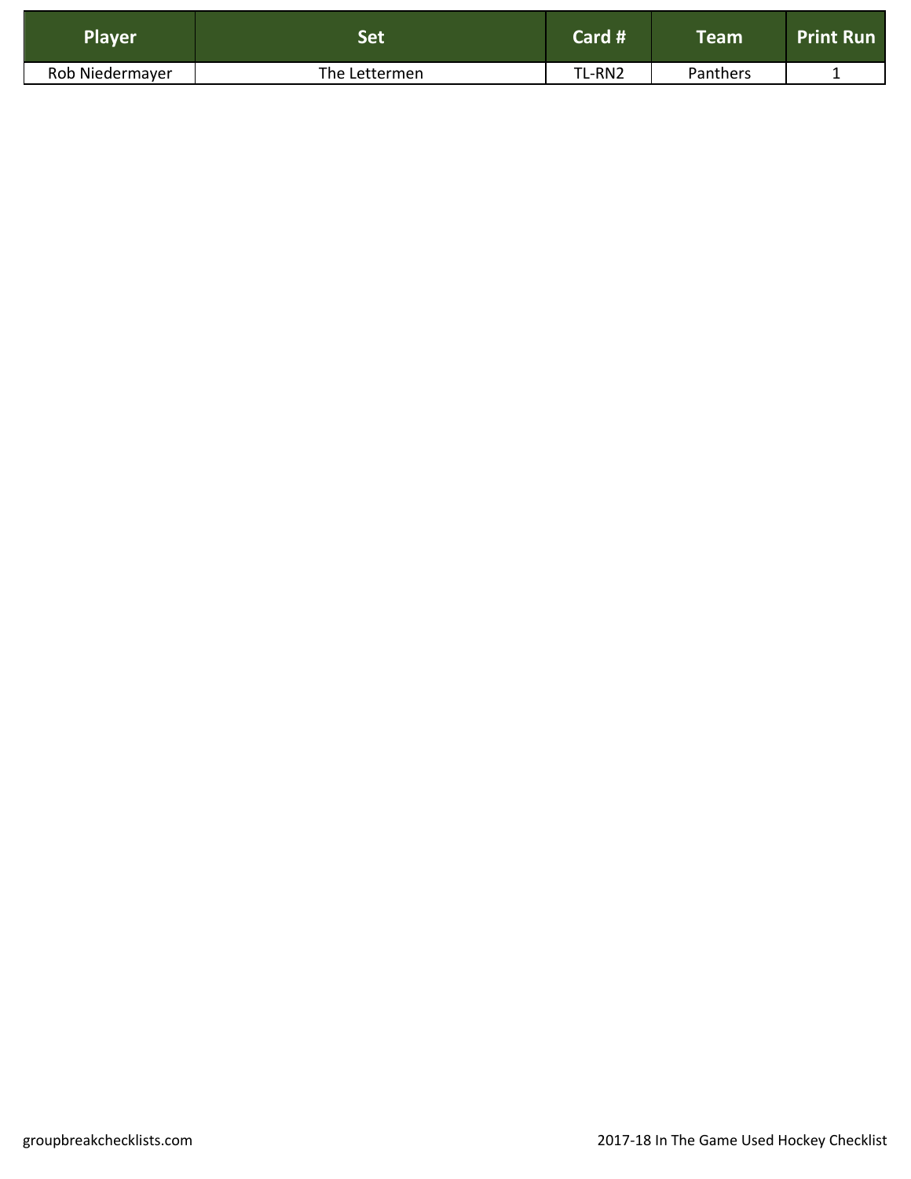| Player | Set | Card # | Team | Print Run |
|---|---|---|---|---|
| Rob Niedermayer | The Lettermen | TL-RN2 | Panthers | 1 |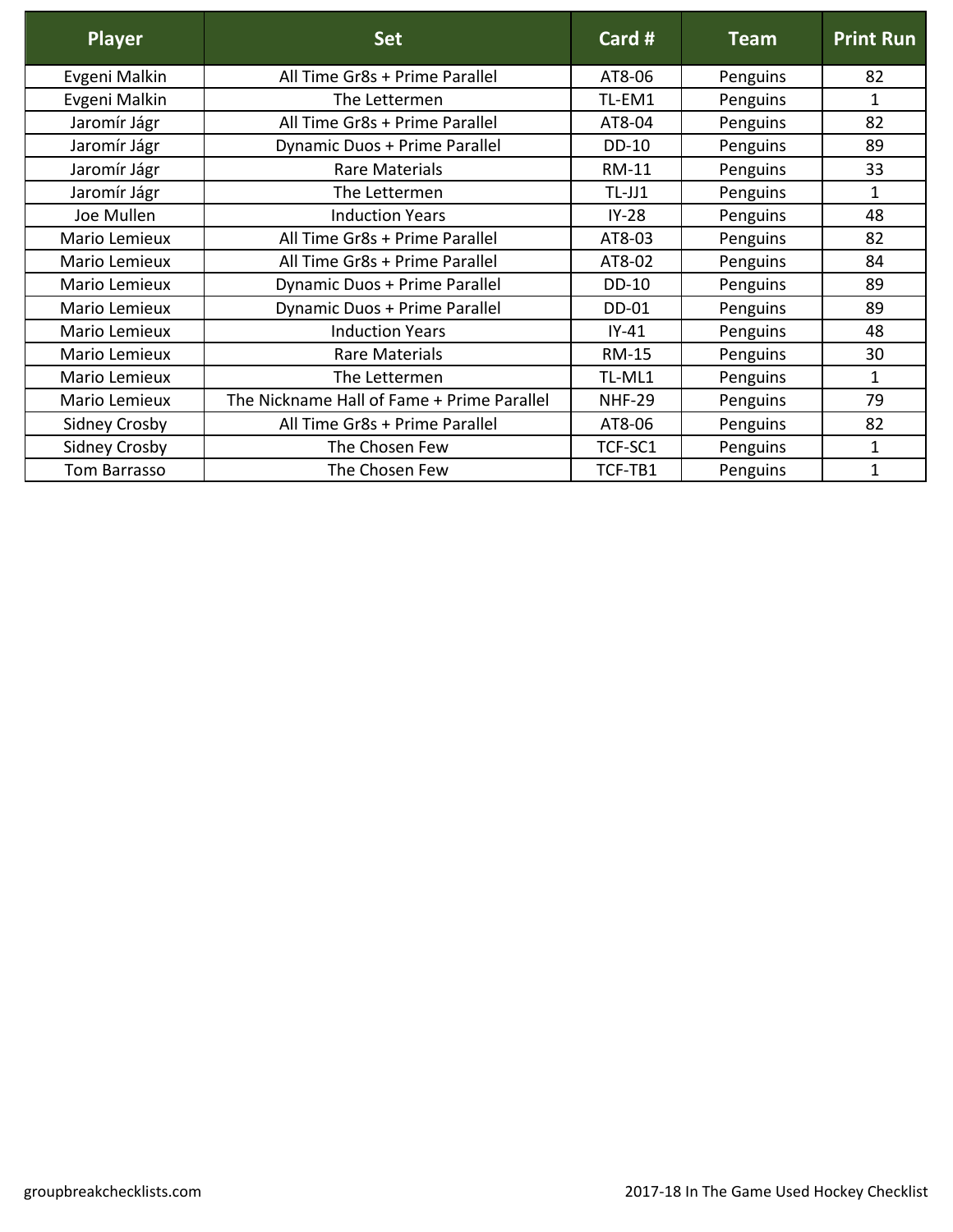| Player | Set | Card # | Team | Print Run |
| --- | --- | --- | --- | --- |
| Evgeni Malkin | All Time Gr8s + Prime Parallel | AT8-06 | Penguins | 82 |
| Evgeni Malkin | The Lettermen | TL-EM1 | Penguins | 1 |
| Jaromír Jágr | All Time Gr8s + Prime Parallel | AT8-04 | Penguins | 82 |
| Jaromír Jágr | Dynamic Duos + Prime Parallel | DD-10 | Penguins | 89 |
| Jaromír Jágr | Rare Materials | RM-11 | Penguins | 33 |
| Jaromír Jágr | The Lettermen | TL-JJ1 | Penguins | 1 |
| Joe Mullen | Induction Years | IY-28 | Penguins | 48 |
| Mario Lemieux | All Time Gr8s + Prime Parallel | AT8-03 | Penguins | 82 |
| Mario Lemieux | All Time Gr8s + Prime Parallel | AT8-02 | Penguins | 84 |
| Mario Lemieux | Dynamic Duos + Prime Parallel | DD-10 | Penguins | 89 |
| Mario Lemieux | Dynamic Duos + Prime Parallel | DD-01 | Penguins | 89 |
| Mario Lemieux | Induction Years | IY-41 | Penguins | 48 |
| Mario Lemieux | Rare Materials | RM-15 | Penguins | 30 |
| Mario Lemieux | The Lettermen | TL-ML1 | Penguins | 1 |
| Mario Lemieux | The Nickname Hall of Fame + Prime Parallel | NHF-29 | Penguins | 79 |
| Sidney Crosby | All Time Gr8s + Prime Parallel | AT8-06 | Penguins | 82 |
| Sidney Crosby | The Chosen Few | TCF-SC1 | Penguins | 1 |
| Tom Barrasso | The Chosen Few | TCF-TB1 | Penguins | 1 |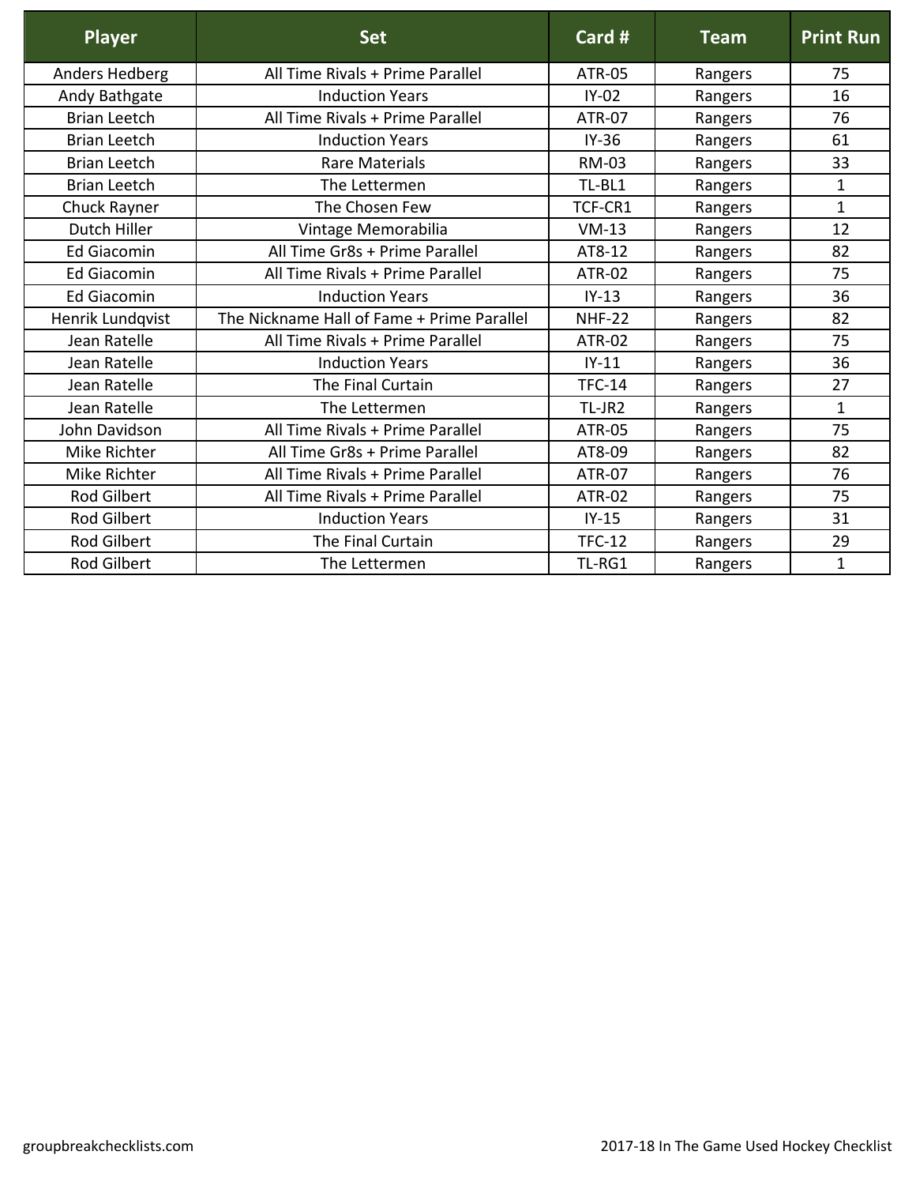| Player | Set | Card # | Team | Print Run |
| --- | --- | --- | --- | --- |
| Anders Hedberg | All Time Rivals + Prime Parallel | ATR-05 | Rangers | 75 |
| Andy Bathgate | Induction Years | IY-02 | Rangers | 16 |
| Brian Leetch | All Time Rivals + Prime Parallel | ATR-07 | Rangers | 76 |
| Brian Leetch | Induction Years | IY-36 | Rangers | 61 |
| Brian Leetch | Rare Materials | RM-03 | Rangers | 33 |
| Brian Leetch | The Lettermen | TL-BL1 | Rangers | 1 |
| Chuck Rayner | The Chosen Few | TCF-CR1 | Rangers | 1 |
| Dutch Hiller | Vintage Memorabilia | VM-13 | Rangers | 12 |
| Ed Giacomin | All Time Gr8s + Prime Parallel | AT8-12 | Rangers | 82 |
| Ed Giacomin | All Time Rivals + Prime Parallel | ATR-02 | Rangers | 75 |
| Ed Giacomin | Induction Years | IY-13 | Rangers | 36 |
| Henrik Lundqvist | The Nickname Hall of Fame + Prime Parallel | NHF-22 | Rangers | 82 |
| Jean Ratelle | All Time Rivals + Prime Parallel | ATR-02 | Rangers | 75 |
| Jean Ratelle | Induction Years | IY-11 | Rangers | 36 |
| Jean Ratelle | The Final Curtain | TFC-14 | Rangers | 27 |
| Jean Ratelle | The Lettermen | TL-JR2 | Rangers | 1 |
| John Davidson | All Time Rivals + Prime Parallel | ATR-05 | Rangers | 75 |
| Mike Richter | All Time Gr8s + Prime Parallel | AT8-09 | Rangers | 82 |
| Mike Richter | All Time Rivals + Prime Parallel | ATR-07 | Rangers | 76 |
| Rod Gilbert | All Time Rivals + Prime Parallel | ATR-02 | Rangers | 75 |
| Rod Gilbert | Induction Years | IY-15 | Rangers | 31 |
| Rod Gilbert | The Final Curtain | TFC-12 | Rangers | 29 |
| Rod Gilbert | The Lettermen | TL-RG1 | Rangers | 1 |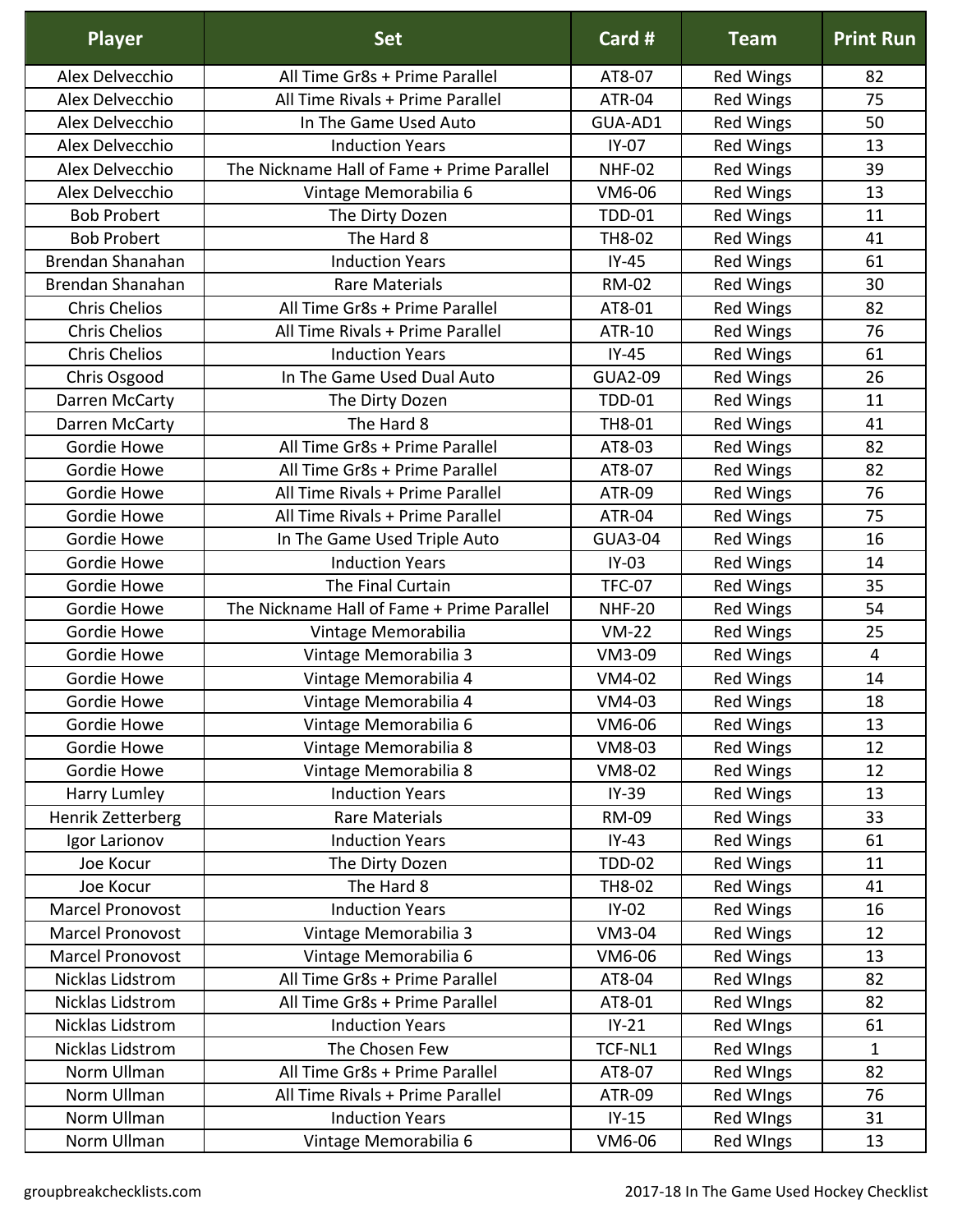| Player | Set | Card # | Team | Print Run |
|---|---|---|---|---|
| Alex Delvecchio | All Time Gr8s + Prime Parallel | AT8-07 | Red Wings | 82 |
| Alex Delvecchio | All Time Rivals + Prime Parallel | ATR-04 | Red Wings | 75 |
| Alex Delvecchio | In The Game Used Auto | GUA-AD1 | Red Wings | 50 |
| Alex Delvecchio | Induction Years | IY-07 | Red Wings | 13 |
| Alex Delvecchio | The Nickname Hall of Fame + Prime Parallel | NHF-02 | Red Wings | 39 |
| Alex Delvecchio | Vintage Memorabilia 6 | VM6-06 | Red Wings | 13 |
| Bob Probert | The Dirty Dozen | TDD-01 | Red Wings | 11 |
| Bob Probert | The Hard 8 | TH8-02 | Red Wings | 41 |
| Brendan Shanahan | Induction Years | IY-45 | Red Wings | 61 |
| Brendan Shanahan | Rare Materials | RM-02 | Red Wings | 30 |
| Chris Chelios | All Time Gr8s + Prime Parallel | AT8-01 | Red Wings | 82 |
| Chris Chelios | All Time Rivals + Prime Parallel | ATR-10 | Red Wings | 76 |
| Chris Chelios | Induction Years | IY-45 | Red Wings | 61 |
| Chris Osgood | In The Game Used Dual Auto | GUA2-09 | Red Wings | 26 |
| Darren McCarty | The Dirty Dozen | TDD-01 | Red Wings | 11 |
| Darren McCarty | The Hard 8 | TH8-01 | Red Wings | 41 |
| Gordie Howe | All Time Gr8s + Prime Parallel | AT8-03 | Red Wings | 82 |
| Gordie Howe | All Time Gr8s + Prime Parallel | AT8-07 | Red Wings | 82 |
| Gordie Howe | All Time Rivals + Prime Parallel | ATR-09 | Red Wings | 76 |
| Gordie Howe | All Time Rivals + Prime Parallel | ATR-04 | Red Wings | 75 |
| Gordie Howe | In The Game Used Triple Auto | GUA3-04 | Red Wings | 16 |
| Gordie Howe | Induction Years | IY-03 | Red Wings | 14 |
| Gordie Howe | The Final Curtain | TFC-07 | Red Wings | 35 |
| Gordie Howe | The Nickname Hall of Fame + Prime Parallel | NHF-20 | Red Wings | 54 |
| Gordie Howe | Vintage Memorabilia | VM-22 | Red Wings | 25 |
| Gordie Howe | Vintage Memorabilia 3 | VM3-09 | Red Wings | 4 |
| Gordie Howe | Vintage Memorabilia 4 | VM4-02 | Red Wings | 14 |
| Gordie Howe | Vintage Memorabilia 4 | VM4-03 | Red Wings | 18 |
| Gordie Howe | Vintage Memorabilia 6 | VM6-06 | Red Wings | 13 |
| Gordie Howe | Vintage Memorabilia 8 | VM8-03 | Red Wings | 12 |
| Gordie Howe | Vintage Memorabilia 8 | VM8-02 | Red Wings | 12 |
| Harry Lumley | Induction Years | IY-39 | Red Wings | 13 |
| Henrik Zetterberg | Rare Materials | RM-09 | Red Wings | 33 |
| Igor Larionov | Induction Years | IY-43 | Red Wings | 61 |
| Joe Kocur | The Dirty Dozen | TDD-02 | Red Wings | 11 |
| Joe Kocur | The Hard 8 | TH8-02 | Red Wings | 41 |
| Marcel Pronovost | Induction Years | IY-02 | Red Wings | 16 |
| Marcel Pronovost | Vintage Memorabilia 3 | VM3-04 | Red Wings | 12 |
| Marcel Pronovost | Vintage Memorabilia 6 | VM6-06 | Red Wings | 13 |
| Nicklas Lidstrom | All Time Gr8s + Prime Parallel | AT8-04 | Red WIngs | 82 |
| Nicklas Lidstrom | All Time Gr8s + Prime Parallel | AT8-01 | Red WIngs | 82 |
| Nicklas Lidstrom | Induction Years | IY-21 | Red WIngs | 61 |
| Nicklas Lidstrom | The Chosen Few | TCF-NL1 | Red WIngs | 1 |
| Norm Ullman | All Time Gr8s + Prime Parallel | AT8-07 | Red WIngs | 82 |
| Norm Ullman | All Time Rivals + Prime Parallel | ATR-09 | Red WIngs | 76 |
| Norm Ullman | Induction Years | IY-15 | Red WIngs | 31 |
| Norm Ullman | Vintage Memorabilia 6 | VM6-06 | Red WIngs | 13 |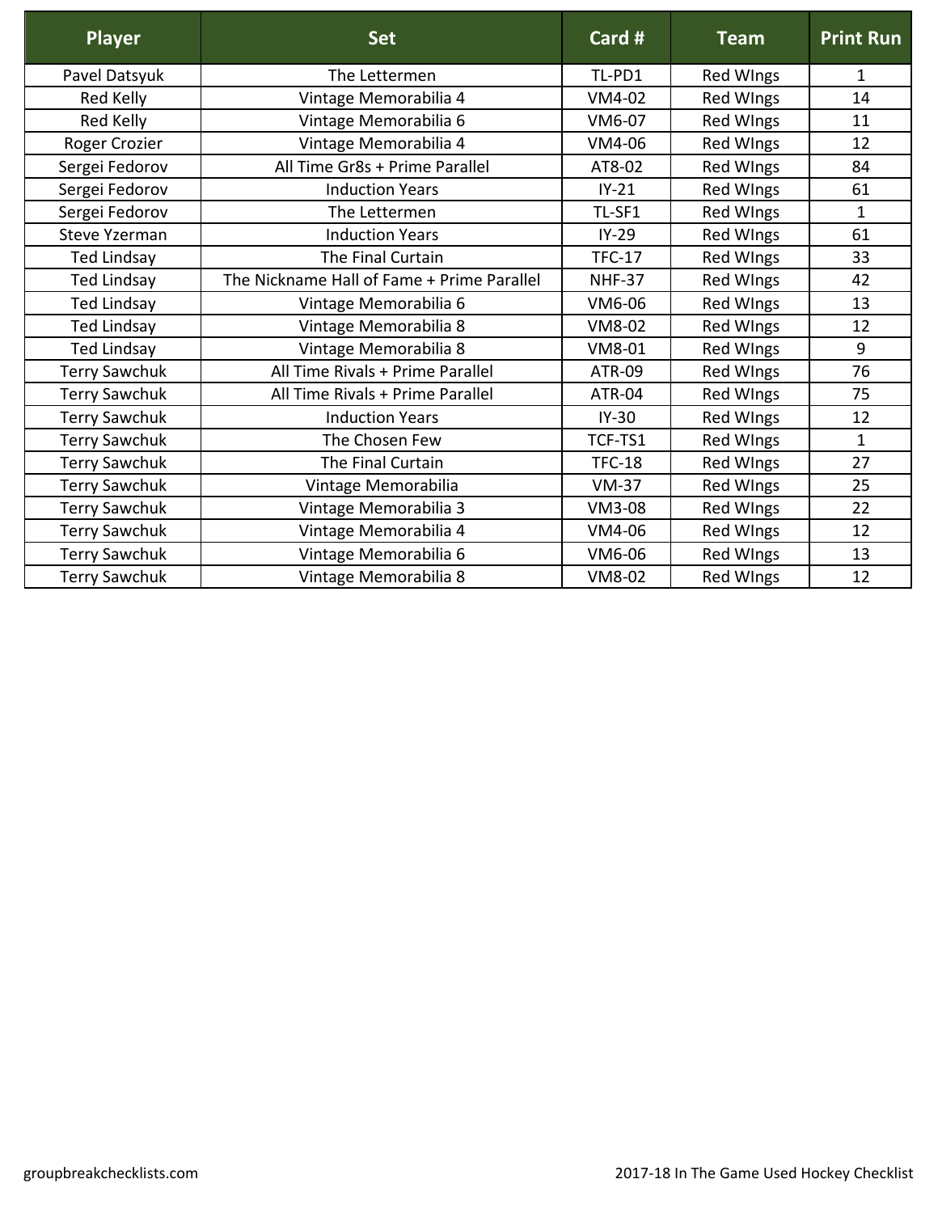| Player | Set | Card # | Team | Print Run |
|---|---|---|---|---|
| Pavel Datsyuk | The Lettermen | TL-PD1 | Red WIngs | 1 |
| Red Kelly | Vintage Memorabilia 4 | VM4-02 | Red WIngs | 14 |
| Red Kelly | Vintage Memorabilia 6 | VM6-07 | Red WIngs | 11 |
| Roger Crozier | Vintage Memorabilia 4 | VM4-06 | Red WIngs | 12 |
| Sergei Fedorov | All Time Gr8s + Prime Parallel | AT8-02 | Red WIngs | 84 |
| Sergei Fedorov | Induction Years | IY-21 | Red WIngs | 61 |
| Sergei Fedorov | The Lettermen | TL-SF1 | Red WIngs | 1 |
| Steve Yzerman | Induction Years | IY-29 | Red WIngs | 61 |
| Ted Lindsay | The Final Curtain | TFC-17 | Red WIngs | 33 |
| Ted Lindsay | The Nickname Hall of Fame + Prime Parallel | NHF-37 | Red WIngs | 42 |
| Ted Lindsay | Vintage Memorabilia 6 | VM6-06 | Red WIngs | 13 |
| Ted Lindsay | Vintage Memorabilia 8 | VM8-02 | Red WIngs | 12 |
| Ted Lindsay | Vintage Memorabilia 8 | VM8-01 | Red WIngs | 9 |
| Terry Sawchuk | All Time Rivals + Prime Parallel | ATR-09 | Red WIngs | 76 |
| Terry Sawchuk | All Time Rivals + Prime Parallel | ATR-04 | Red WIngs | 75 |
| Terry Sawchuk | Induction Years | IY-30 | Red WIngs | 12 |
| Terry Sawchuk | The Chosen Few | TCF-TS1 | Red WIngs | 1 |
| Terry Sawchuk | The Final Curtain | TFC-18 | Red WIngs | 27 |
| Terry Sawchuk | Vintage Memorabilia | VM-37 | Red WIngs | 25 |
| Terry Sawchuk | Vintage Memorabilia 3 | VM3-08 | Red WIngs | 22 |
| Terry Sawchuk | Vintage Memorabilia 4 | VM4-06 | Red WIngs | 12 |
| Terry Sawchuk | Vintage Memorabilia 6 | VM6-06 | Red WIngs | 13 |
| Terry Sawchuk | Vintage Memorabilia 8 | VM8-02 | Red WIngs | 12 |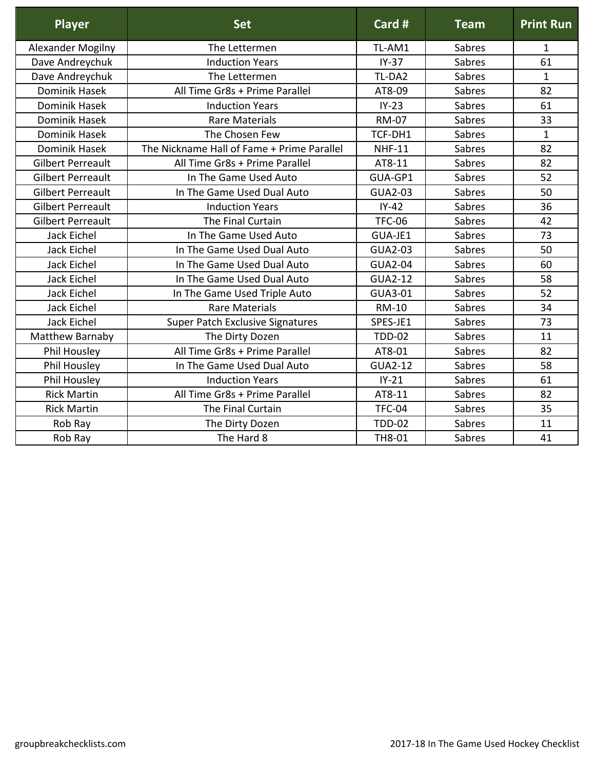| Player | Set | Card # | Team | Print Run |
| --- | --- | --- | --- | --- |
| Alexander Mogilny | The Lettermen | TL-AM1 | Sabres | 1 |
| Dave Andreychuk | Induction Years | IY-37 | Sabres | 61 |
| Dave Andreychuk | The Lettermen | TL-DA2 | Sabres | 1 |
| Dominik Hasek | All Time Gr8s + Prime Parallel | AT8-09 | Sabres | 82 |
| Dominik Hasek | Induction Years | IY-23 | Sabres | 61 |
| Dominik Hasek | Rare Materials | RM-07 | Sabres | 33 |
| Dominik Hasek | The Chosen Few | TCF-DH1 | Sabres | 1 |
| Dominik Hasek | The Nickname Hall of Fame + Prime Parallel | NHF-11 | Sabres | 82 |
| Gilbert Perreault | All Time Gr8s + Prime Parallel | AT8-11 | Sabres | 82 |
| Gilbert Perreault | In The Game Used Auto | GUA-GP1 | Sabres | 52 |
| Gilbert Perreault | In The Game Used Dual Auto | GUA2-03 | Sabres | 50 |
| Gilbert Perreault | Induction Years | IY-42 | Sabres | 36 |
| Gilbert Perreault | The Final Curtain | TFC-06 | Sabres | 42 |
| Jack Eichel | In The Game Used Auto | GUA-JE1 | Sabres | 73 |
| Jack Eichel | In The Game Used Dual Auto | GUA2-03 | Sabres | 50 |
| Jack Eichel | In The Game Used Dual Auto | GUA2-04 | Sabres | 60 |
| Jack Eichel | In The Game Used Dual Auto | GUA2-12 | Sabres | 58 |
| Jack Eichel | In The Game Used Triple Auto | GUA3-01 | Sabres | 52 |
| Jack Eichel | Rare Materials | RM-10 | Sabres | 34 |
| Jack Eichel | Super Patch Exclusive Signatures | SPES-JE1 | Sabres | 73 |
| Matthew Barnaby | The Dirty Dozen | TDD-02 | Sabres | 11 |
| Phil Housley | All Time Gr8s + Prime Parallel | AT8-01 | Sabres | 82 |
| Phil Housley | In The Game Used Dual Auto | GUA2-12 | Sabres | 58 |
| Phil Housley | Induction Years | IY-21 | Sabres | 61 |
| Rick Martin | All Time Gr8s + Prime Parallel | AT8-11 | Sabres | 82 |
| Rick Martin | The Final Curtain | TFC-04 | Sabres | 35 |
| Rob Ray | The Dirty Dozen | TDD-02 | Sabres | 11 |
| Rob Ray | The Hard 8 | TH8-01 | Sabres | 41 |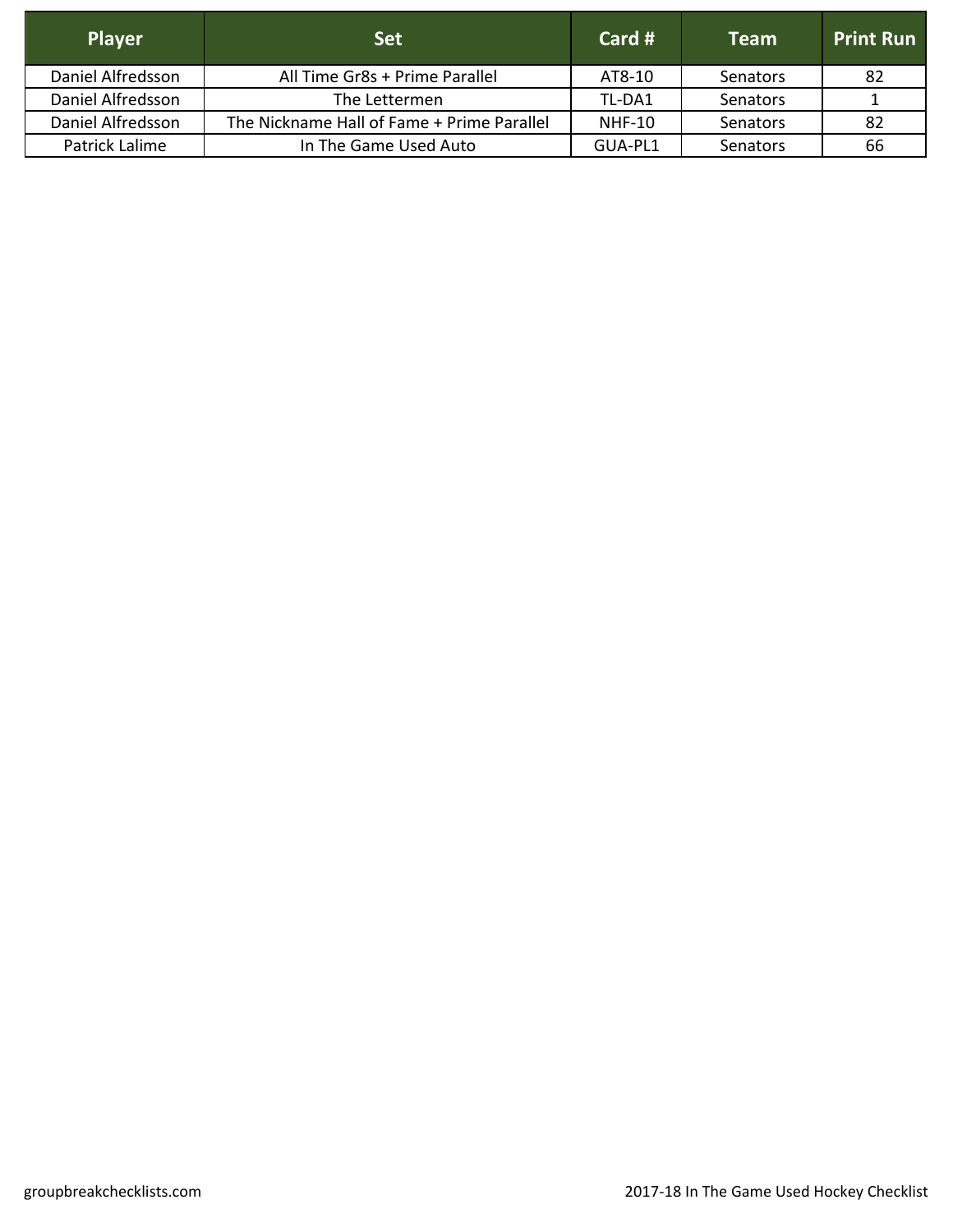| Player | Set | Card # | Team | Print Run |
| --- | --- | --- | --- | --- |
| Daniel Alfredsson | All Time Gr8s + Prime Parallel | AT8-10 | Senators | 82 |
| Daniel Alfredsson | The Lettermen | TL-DA1 | Senators | 1 |
| Daniel Alfredsson | The Nickname Hall of Fame + Prime Parallel | NHF-10 | Senators | 82 |
| Patrick Lalime | In The Game Used Auto | GUA-PL1 | Senators | 66 |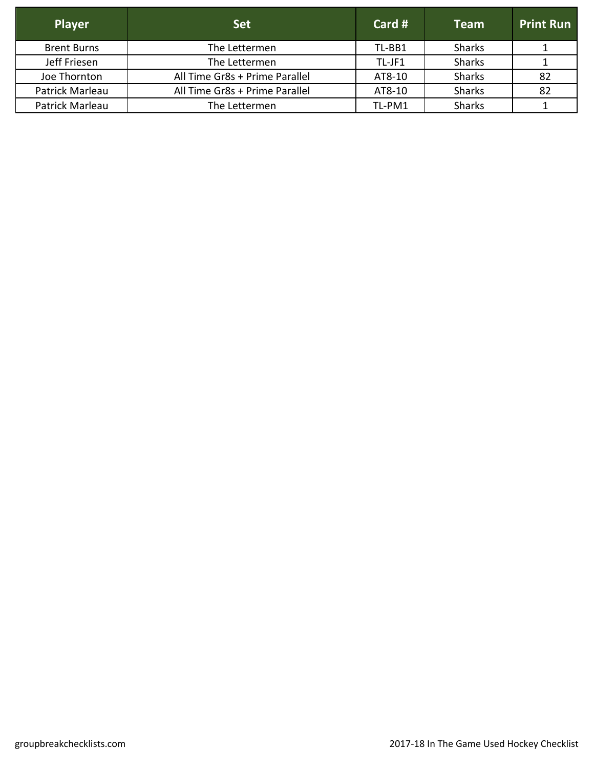| Player | Set | Card # | Team | Print Run |
| --- | --- | --- | --- | --- |
| Brent Burns | The Lettermen | TL-BB1 | Sharks | 1 |
| Jeff Friesen | The Lettermen | TL-JF1 | Sharks | 1 |
| Joe Thornton | All Time Gr8s + Prime Parallel | AT8-10 | Sharks | 82 |
| Patrick Marleau | All Time Gr8s + Prime Parallel | AT8-10 | Sharks | 82 |
| Patrick Marleau | The Lettermen | TL-PM1 | Sharks | 1 |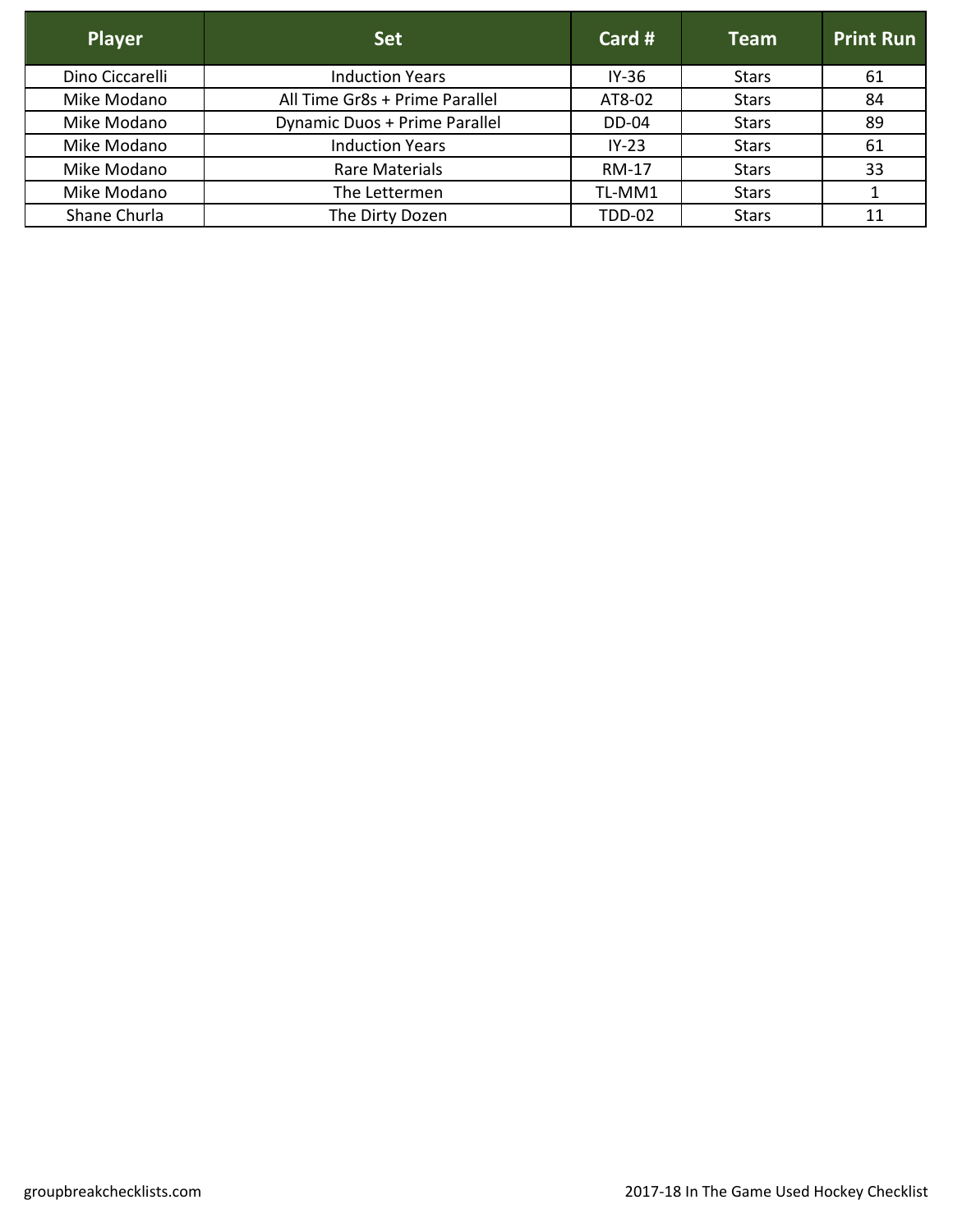| Player | Set | Card # | Team | Print Run |
| --- | --- | --- | --- | --- |
| Dino Ciccarelli | Induction Years | IY-36 | Stars | 61 |
| Mike Modano | All Time Gr8s + Prime Parallel | AT8-02 | Stars | 84 |
| Mike Modano | Dynamic Duos + Prime Parallel | DD-04 | Stars | 89 |
| Mike Modano | Induction Years | IY-23 | Stars | 61 |
| Mike Modano | Rare Materials | RM-17 | Stars | 33 |
| Mike Modano | The Lettermen | TL-MM1 | Stars | 1 |
| Shane Churla | The Dirty Dozen | TDD-02 | Stars | 11 |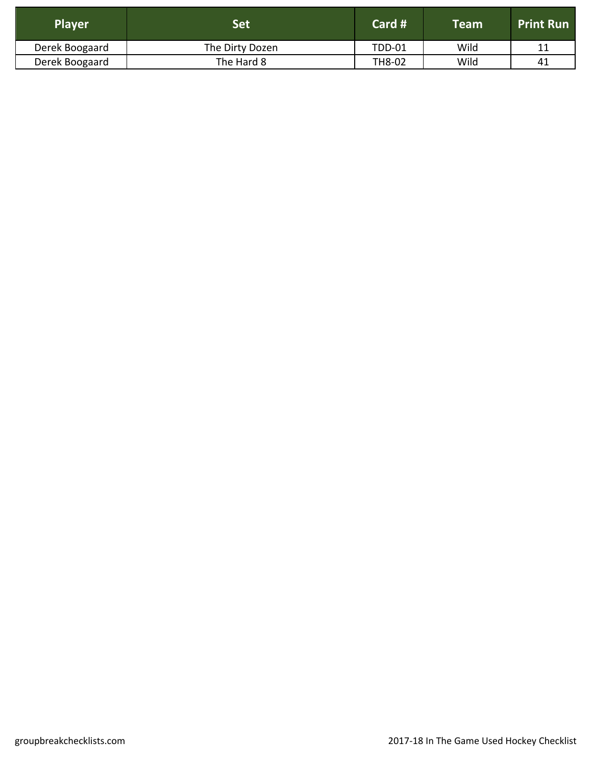| Player | Set | Card # | Team | Print Run |
|---|---|---|---|---|
| Derek Boogaard | The Dirty Dozen | TDD-01 | Wild | 11 |
| Derek Boogaard | The Hard 8 | TH8-02 | Wild | 41 |